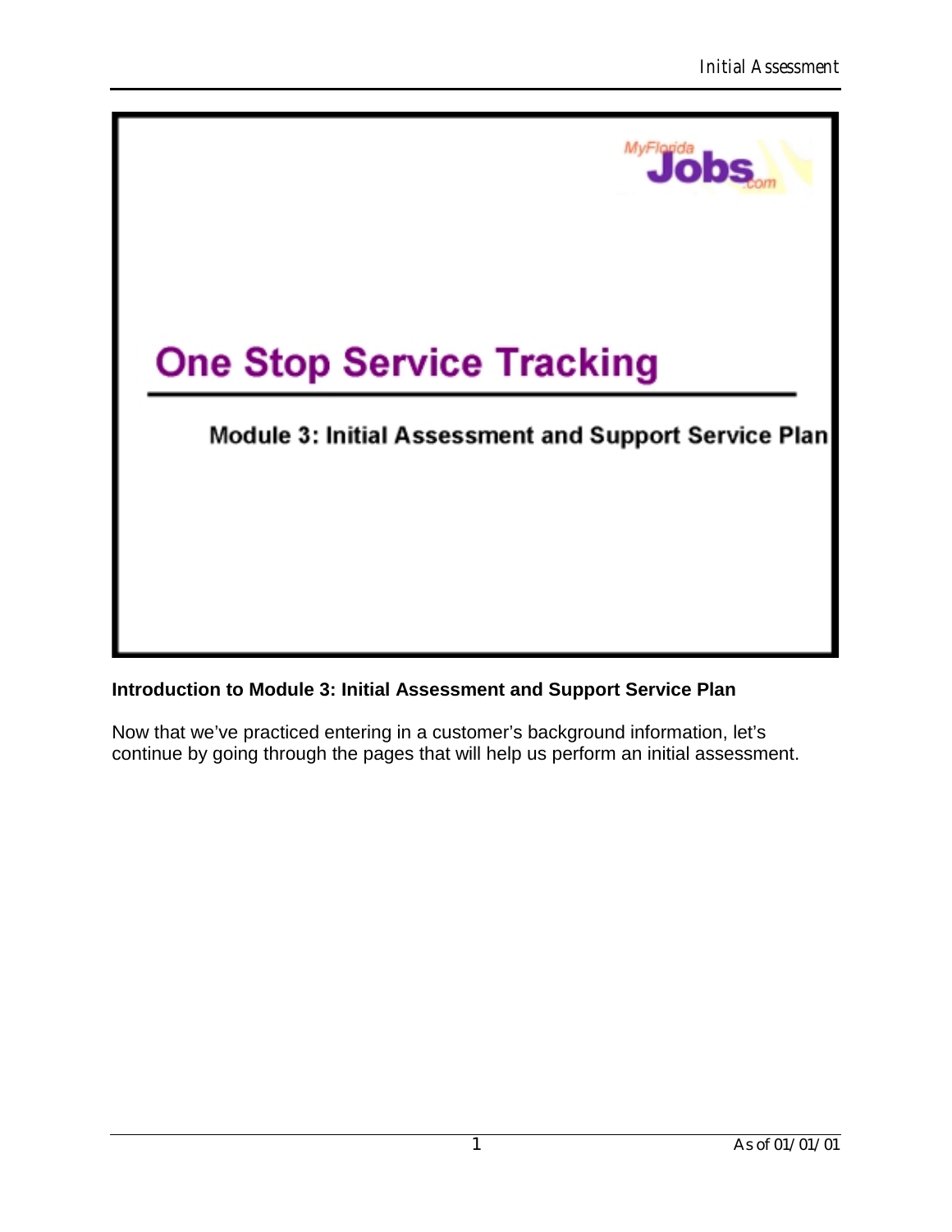MyFlorida Jobs.com

# One Stop Service Tracking

## Module 3: Initial Assessment and Support Service Plan

**Introduction to Module 3: Initial Assessment and Support Service Plan**

Now that we've practiced entering in a customer's background information, let's continue by going through the pages that will help us perform an initial assessment.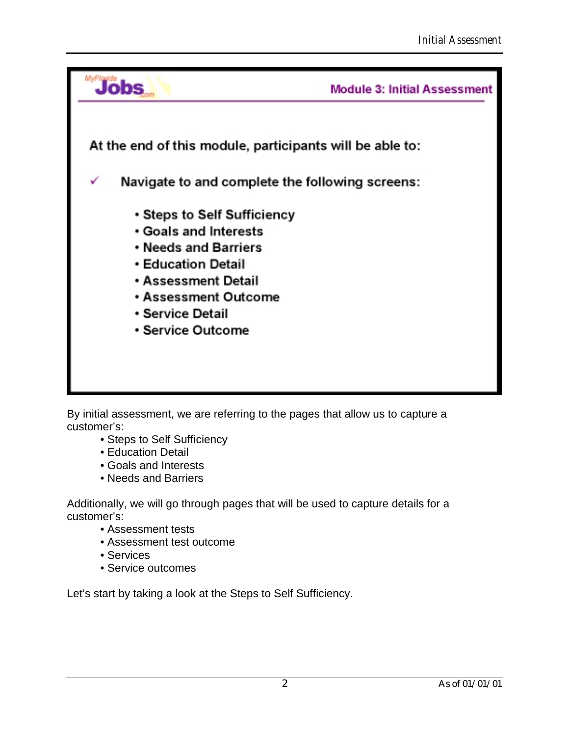MyFlorida Jobs.com

## Module 3: Initial Assessment

At the end of this module, participants will be able to:

✓ Navigate to and complete the following screens:

- Steps to Self Sufficiency
- Goals and Interests
- Needs and Barriers
- Education Detail
- Assessment Detail
- Assessment Outcome
- Service Detail
- Service Outcome

By initial assessment, we are referring to the pages that allow us to capture a customer's:

- Steps to Self Sufficiency
- Education Detail
- Goals and Interests
- Needs and Barriers

Additionally, we will go through pages that will be used to capture details for a customer's:

- Assessment tests
- Assessment test outcome
- Services
- Service outcomes

Let's start by taking a look at the Steps to Self Sufficiency.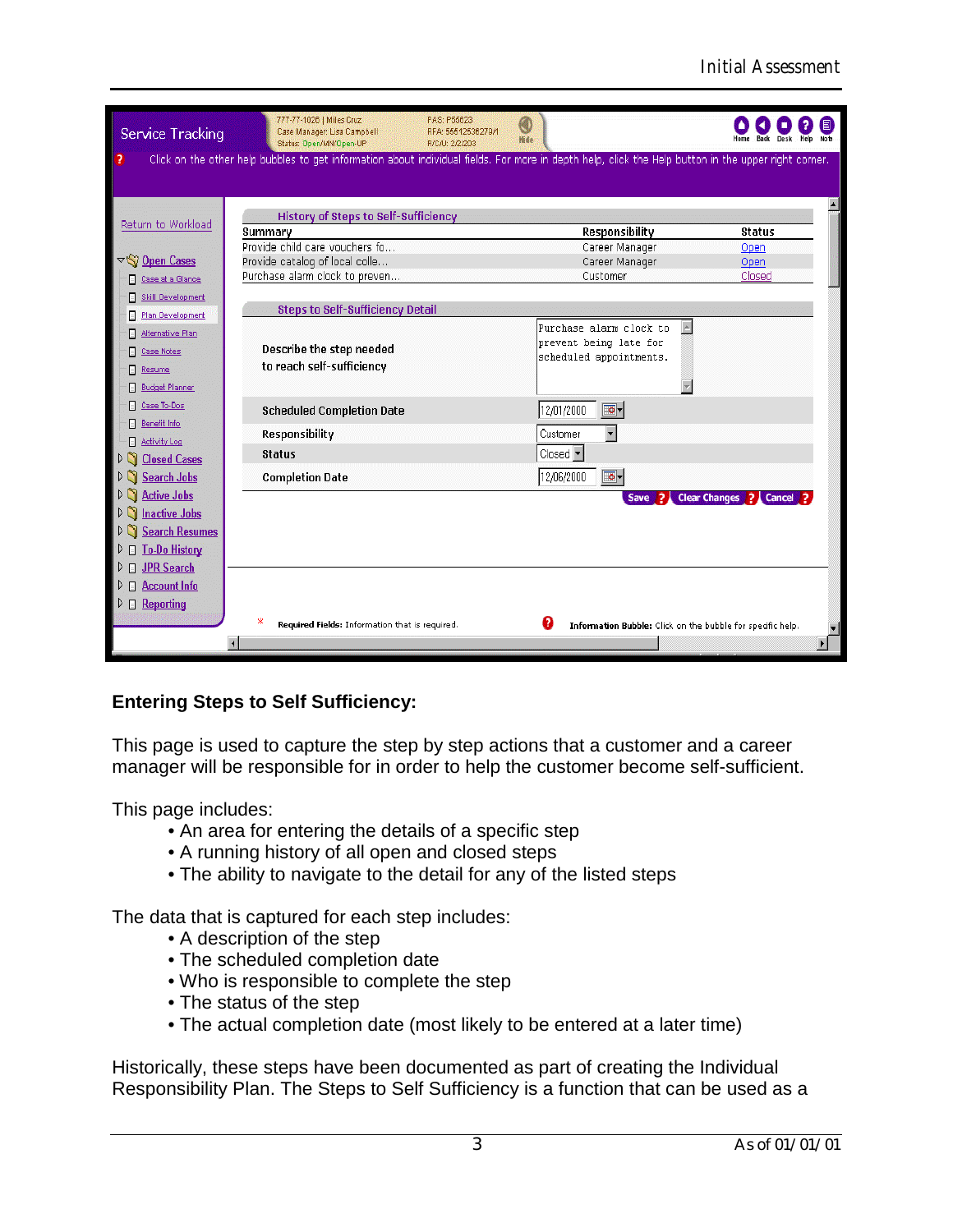### Entering Steps to Self Sufficiency:

This page is used to capture the step by step actions that a customer and a career manager will be responsible for in order to help the customer become self-sufficient.

This page includes:

- An area for entering the details of a specific step
- A running history of all open and closed steps
- The ability to navigate to the detail for any of the listed steps

The data that is captured for each step includes:

- A description of the step
- The scheduled completion date
- Who is responsible to complete the step
- The status of the step
- The actual completion date (most likely to be entered at a later time)

Historically, these steps have been documented as part of creating the Individual Responsibility Plan. The Steps to Self Sufficiency is a function that can be used as a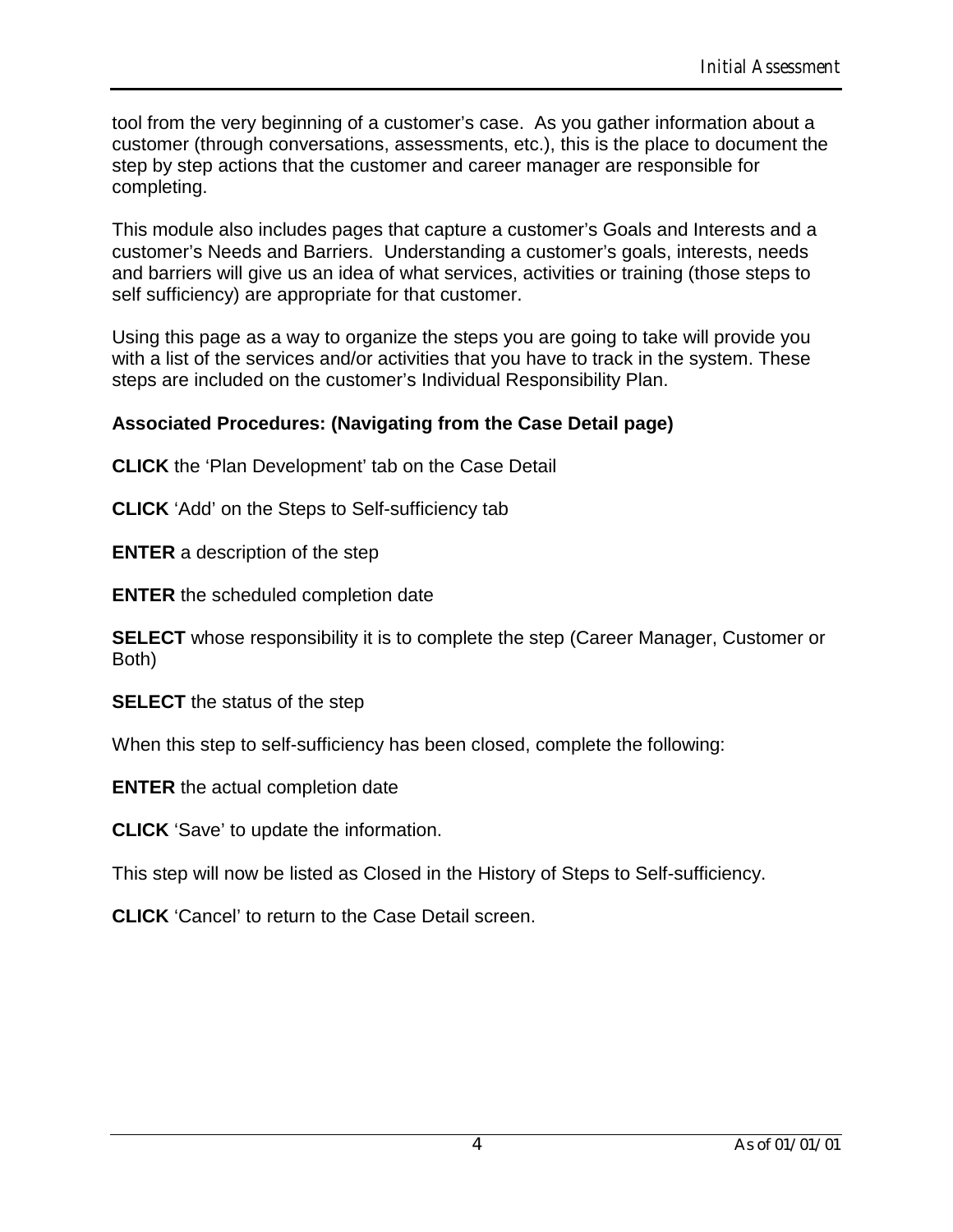tool from the very beginning of a customer's case. As you gather information about a customer (through conversations, assessments, etc.), this is the place to document the step by step actions that the customer and career manager are responsible for completing.

This module also includes pages that capture a customer's Goals and Interests and a customer's Needs and Barriers. Understanding a customer's goals, interests, needs and barriers will give us an idea of what services, activities or training (those steps to self sufficiency) are appropriate for that customer.

Using this page as a way to organize the steps you are going to take will provide you with a list of the services and/or activities that you have to track in the system. These steps are included on the customer's Individual Responsibility Plan.

**Associated Procedures: (Navigating from the Case Detail page)**

**CLICK** the 'Plan Development' tab on the Case Detail

**CLICK** 'Add' on the Steps to Self-sufficiency tab

**ENTER** a description of the step

**ENTER** the scheduled completion date

**SELECT** whose responsibility it is to complete the step (Career Manager, Customer or Both)

**SELECT** the status of the step

When this step to self-sufficiency has been closed, complete the following:

**ENTER** the actual completion date

**CLICK** 'Save' to update the information.

This step will now be listed as Closed in the History of Steps to Self-sufficiency.

**CLICK** 'Cancel' to return to the Case Detail screen.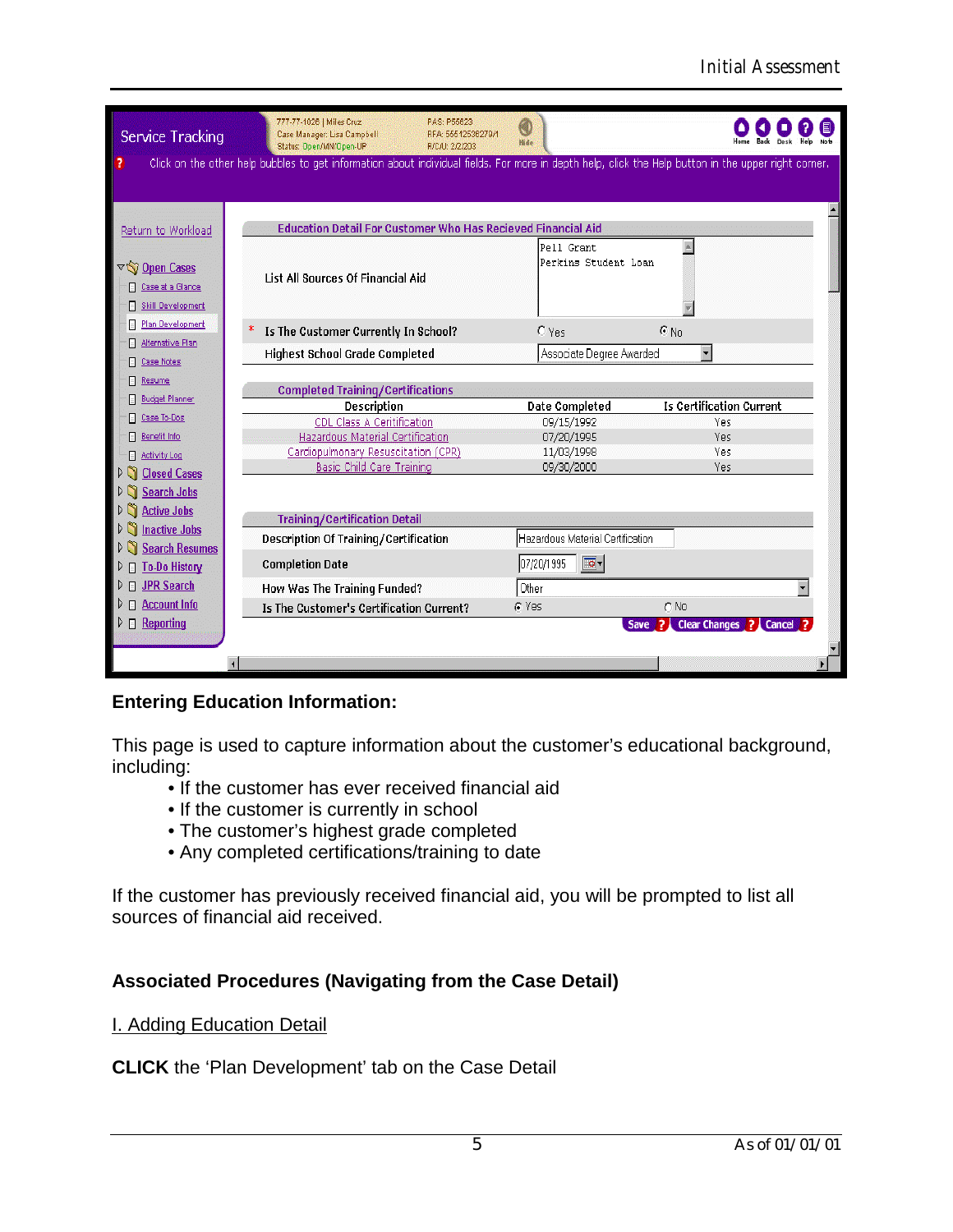## Entering Education Information:

This page is used to capture information about the customer's educational background, including:

- If the customer has ever received financial aid
- If the customer is currently in school
- The customer's highest grade completed
- Any completed certifications/training to date

If the customer has previously received financial aid, you will be prompted to list all sources of financial aid received.

## Associated Procedures (Navigating from the Case Detail)

I. Adding Education Detail

**CLICK** the 'Plan Development' tab on the Case Detail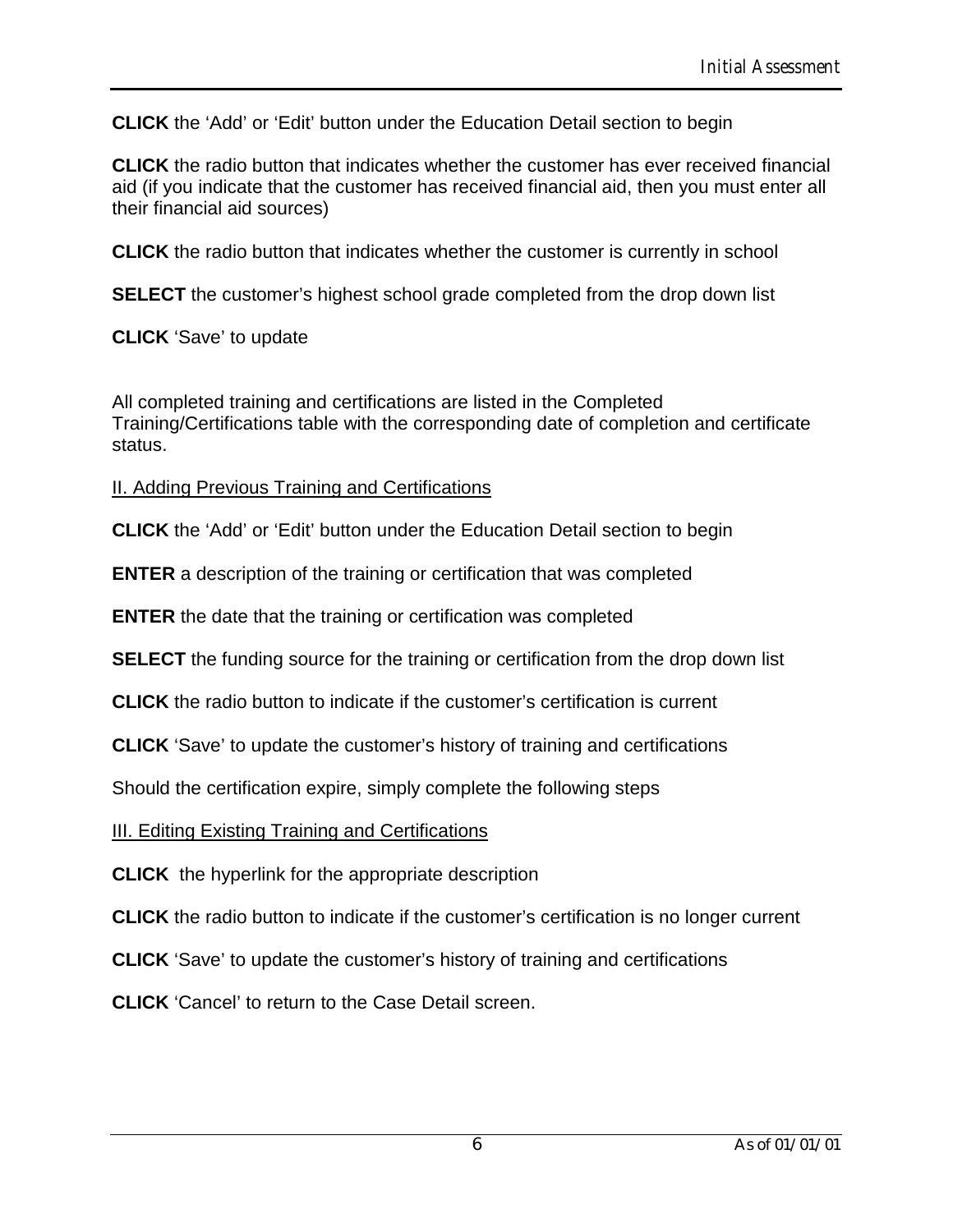**CLICK** the ‘Add’ or ‘Edit’ button under the Education Detail section to begin

**CLICK** the radio button that indicates whether the customer has ever received financial aid (if you indicate that the customer has received financial aid, then you must enter all their financial aid sources)

**CLICK** the radio button that indicates whether the customer is currently in school

**SELECT** the customer’s highest school grade completed from the drop down list

**CLICK** ‘Save’ to update

All completed training and certifications are listed in the Completed Training/Certifications table with the corresponding date of completion and certificate status.

<u>II. Adding Previous Training and Certifications</u>

**CLICK** the ‘Add’ or ‘Edit’ button under the Education Detail section to begin

**ENTER** a description of the training or certification that was completed

**ENTER** the date that the training or certification was completed

**SELECT** the funding source for the training or certification from the drop down list

**CLICK** the radio button to indicate if the customer’s certification is current

**CLICK** ‘Save’ to update the customer’s history of training and certifications

Should the certification expire, simply complete the following steps

<u>III. Editing Existing Training and Certifications</u>

**CLICK** the hyperlink for the appropriate description

**CLICK** the radio button to indicate if the customer’s certification is no longer current

**CLICK** ‘Save’ to update the customer’s history of training and certifications

**CLICK** ‘Cancel’ to return to the Case Detail screen.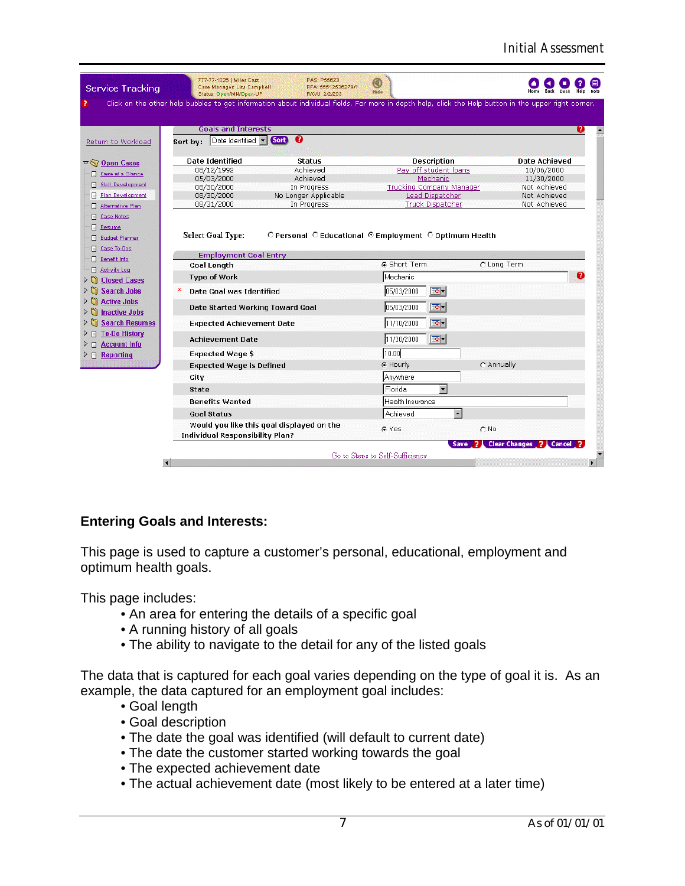## Entering Goals and Interests:

This page is used to capture a customer's personal, educational, employment and optimum health goals.

This page includes:

- An area for entering the details of a specific goal
- A running history of all goals
- The ability to navigate to the detail for any of the listed goals

The data that is captured for each goal varies depending on the type of goal it is. As an example, the data captured for an employment goal includes:

- Goal length
- Goal description
- The date the goal was identified (will default to current date)
- The date the customer started working towards the goal
- The expected achievement date
- The actual achievement date (most likely to be entered at a later time)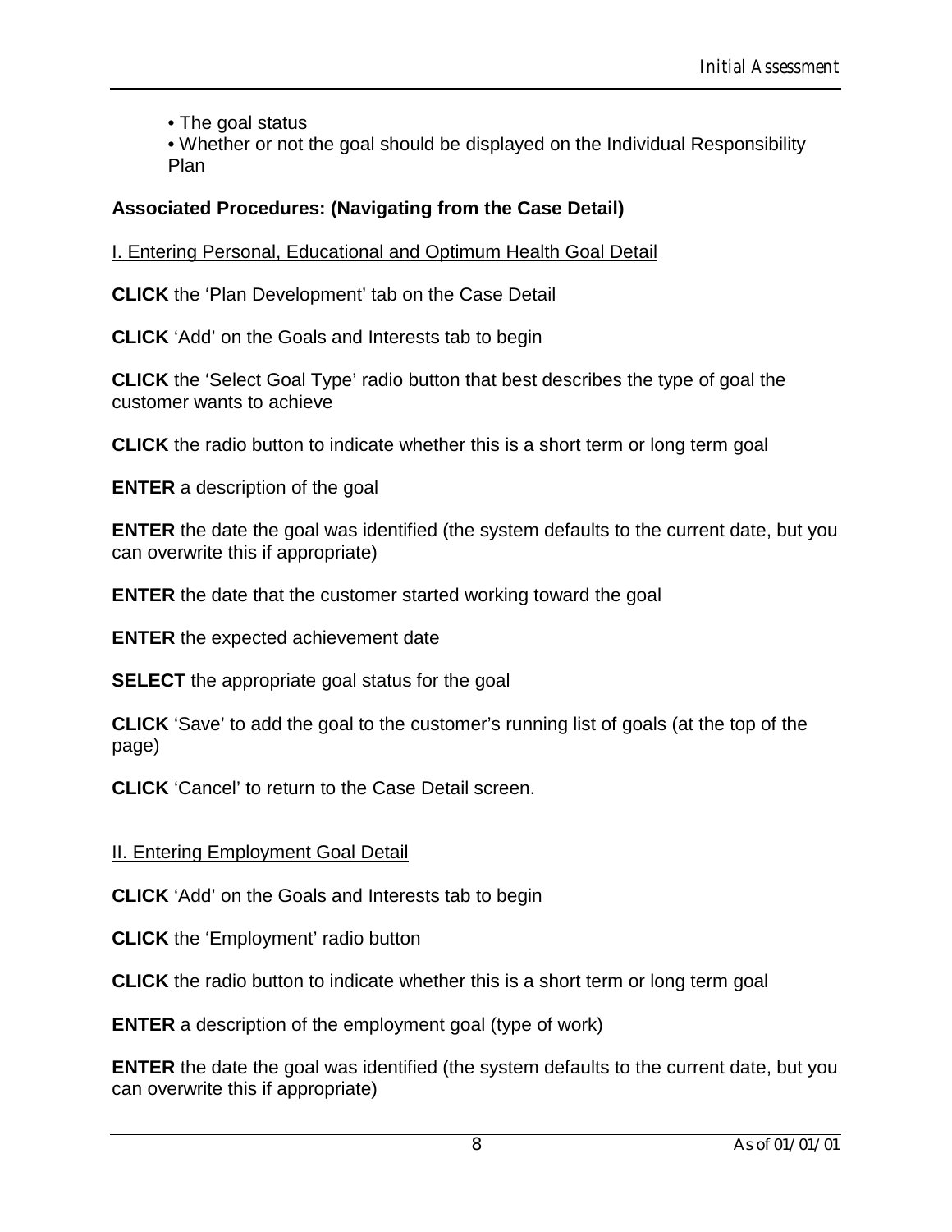- The goal status
- Whether or not the goal should be displayed on the Individual Responsibility Plan

**Associated Procedures: (Navigating from the Case Detail)**

<u>I. Entering Personal, Educational and Optimum Health Goal Detail</u>

**CLICK** the 'Plan Development' tab on the Case Detail

**CLICK** 'Add' on the Goals and Interests tab to begin

**CLICK** the 'Select Goal Type' radio button that best describes the type of goal the customer wants to achieve

**CLICK** the radio button to indicate whether this is a short term or long term goal

**ENTER** a description of the goal

**ENTER** the date the goal was identified (the system defaults to the current date, but you can overwrite this if appropriate)

**ENTER** the date that the customer started working toward the goal

**ENTER** the expected achievement date

**SELECT** the appropriate goal status for the goal

**CLICK** 'Save' to add the goal to the customer's running list of goals (at the top of the page)

**CLICK** 'Cancel' to return to the Case Detail screen.

<u>II. Entering Employment Goal Detail</u>

**CLICK** 'Add' on the Goals and Interests tab to begin

**CLICK** the 'Employment' radio button

**CLICK** the radio button to indicate whether this is a short term or long term goal

**ENTER** a description of the employment goal (type of work)

**ENTER** the date the goal was identified (the system defaults to the current date, but you can overwrite this if appropriate)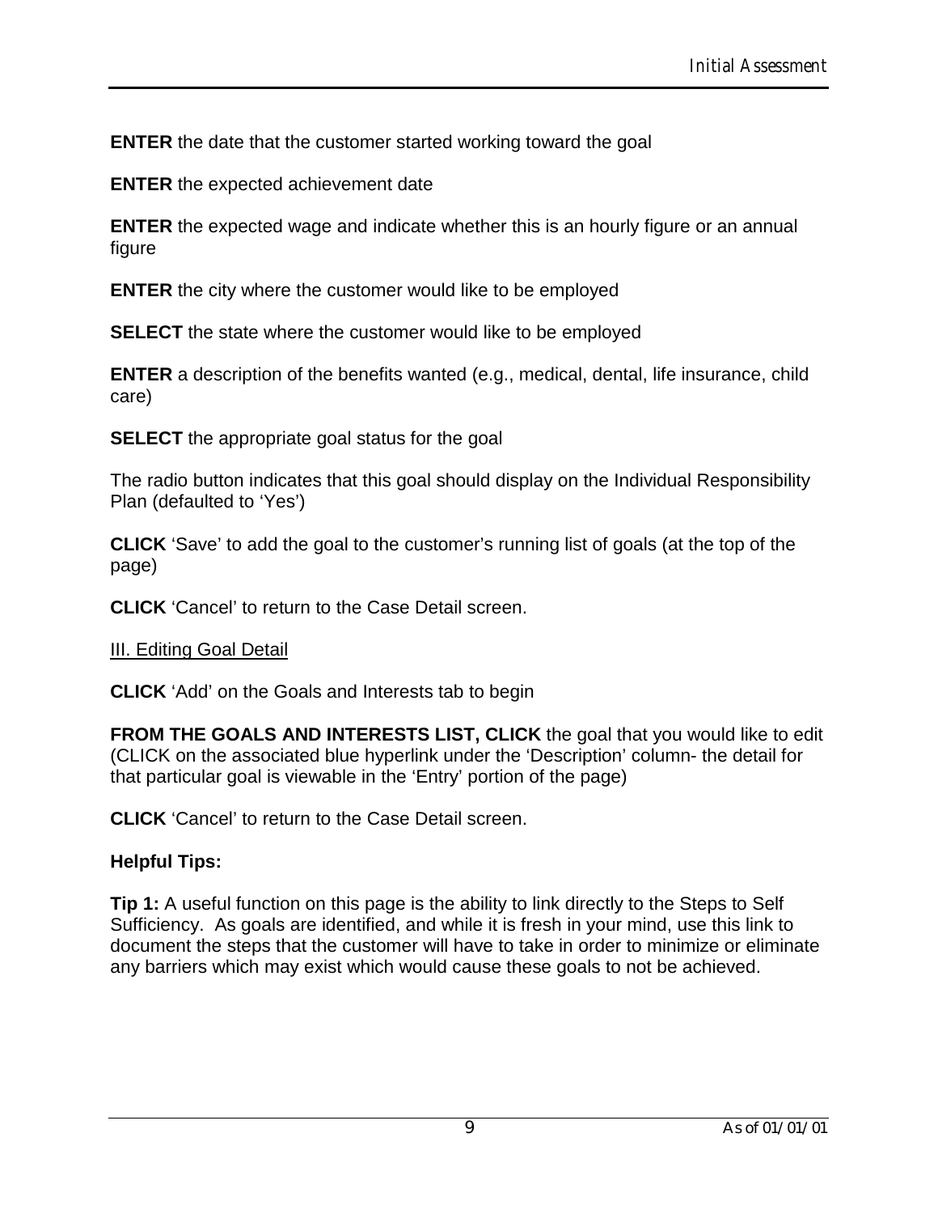**ENTER** the date that the customer started working toward the goal

**ENTER** the expected achievement date

**ENTER** the expected wage and indicate whether this is an hourly figure or an annual figure

**ENTER** the city where the customer would like to be employed

**SELECT** the state where the customer would like to be employed

**ENTER** a description of the benefits wanted (e.g., medical, dental, life insurance, child care)

**SELECT** the appropriate goal status for the goal

The radio button indicates that this goal should display on the Individual Responsibility Plan (defaulted to 'Yes')

**CLICK** 'Save' to add the goal to the customer's running list of goals (at the top of the page)

**CLICK** 'Cancel' to return to the Case Detail screen.

<u>III. Editing Goal Detail</u>

**CLICK** 'Add' on the Goals and Interests tab to begin

**FROM THE GOALS AND INTERESTS LIST, CLICK** the goal that you would like to edit (CLICK on the associated blue hyperlink under the 'Description' column- the detail for that particular goal is viewable in the 'Entry' portion of the page)

**CLICK** 'Cancel' to return to the Case Detail screen.

**Helpful Tips:**

**Tip 1:** A useful function on this page is the ability to link directly to the Steps to Self Sufficiency. As goals are identified, and while it is fresh in your mind, use this link to document the steps that the customer will have to take in order to minimize or eliminate any barriers which may exist which would cause these goals to not be achieved.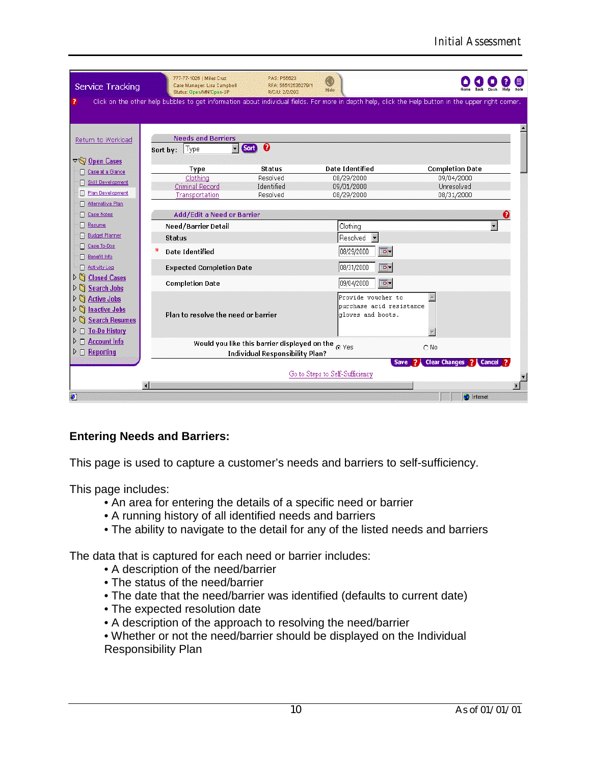## Entering Needs and Barriers:

This page is used to capture a customer's needs and barriers to self-sufficiency.

This page includes:

- An area for entering the details of a specific need or barrier
- A running history of all identified needs and barriers
- The ability to navigate to the detail for any of the listed needs and barriers

The data that is captured for each need or barrier includes:

- A description of the need/barrier
- The status of the need/barrier
- The date that the need/barrier was identified (defaults to current date)
- The expected resolution date
- A description of the approach to resolving the need/barrier
- Whether or not the need/barrier should be displayed on the Individual Responsibility Plan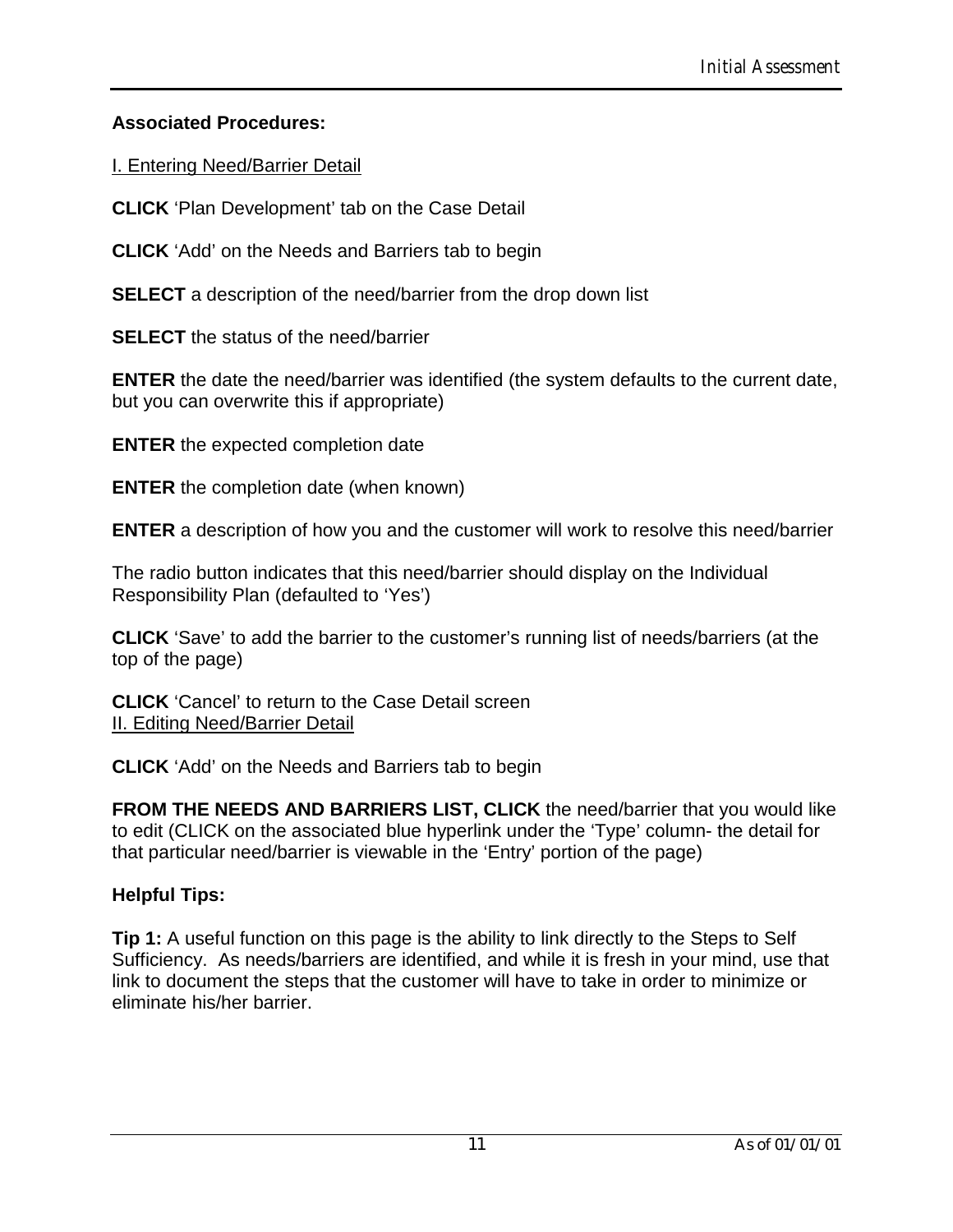**Associated Procedures:**

I. Entering Need/Barrier Detail

**CLICK** 'Plan Development' tab on the Case Detail

**CLICK** 'Add' on the Needs and Barriers tab to begin

**SELECT** a description of the need/barrier from the drop down list

**SELECT** the status of the need/barrier

**ENTER** the date the need/barrier was identified (the system defaults to the current date, but you can overwrite this if appropriate)

**ENTER** the expected completion date

**ENTER** the completion date (when known)

**ENTER** a description of how you and the customer will work to resolve this need/barrier

The radio button indicates that this need/barrier should display on the Individual Responsibility Plan (defaulted to 'Yes')

**CLICK** 'Save' to add the barrier to the customer's running list of needs/barriers (at the top of the page)

**CLICK** 'Cancel' to return to the Case Detail screen

II. Editing Need/Barrier Detail

**CLICK** 'Add' on the Needs and Barriers tab to begin

**FROM THE NEEDS AND BARRIERS LIST, CLICK** the need/barrier that you would like to edit (CLICK on the associated blue hyperlink under the 'Type' column- the detail for that particular need/barrier is viewable in the 'Entry' portion of the page)

**Helpful Tips:**

**Tip 1:** A useful function on this page is the ability to link directly to the Steps to Self Sufficiency. As needs/barriers are identified, and while it is fresh in your mind, use that link to document the steps that the customer will have to take in order to minimize or eliminate his/her barrier.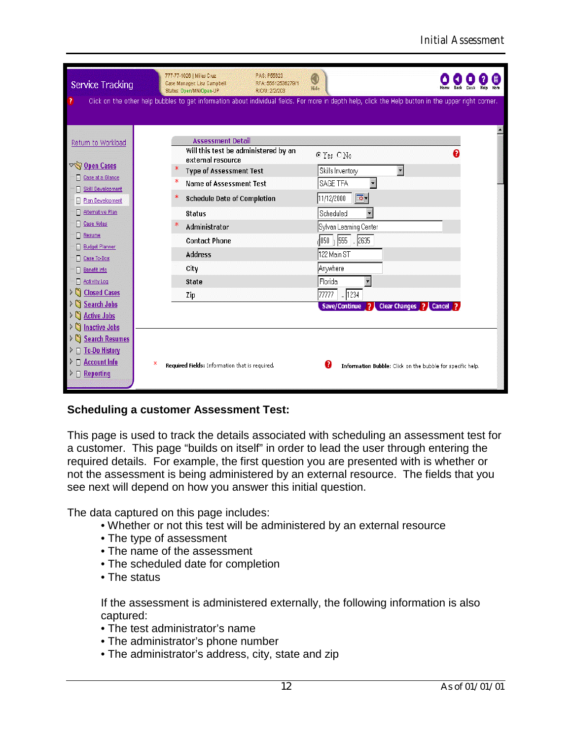**Scheduling a customer Assessment Test:**

This page is used to track the details associated with scheduling an assessment test for a customer. This page "builds on itself" in order to lead the user through entering the required details. For example, the first question you are presented with is whether or not the assessment is being administered by an external resource. The fields that you see next will depend on how you answer this initial question.

The data captured on this page includes:

- Whether or not this test will be administered by an external resource
- The type of assessment
- The name of the assessment
- The scheduled date for completion
- The status

If the assessment is administered externally, the following information is also captured:

- The test administrator's name
- The administrator's phone number
- The administrator's address, city, state and zip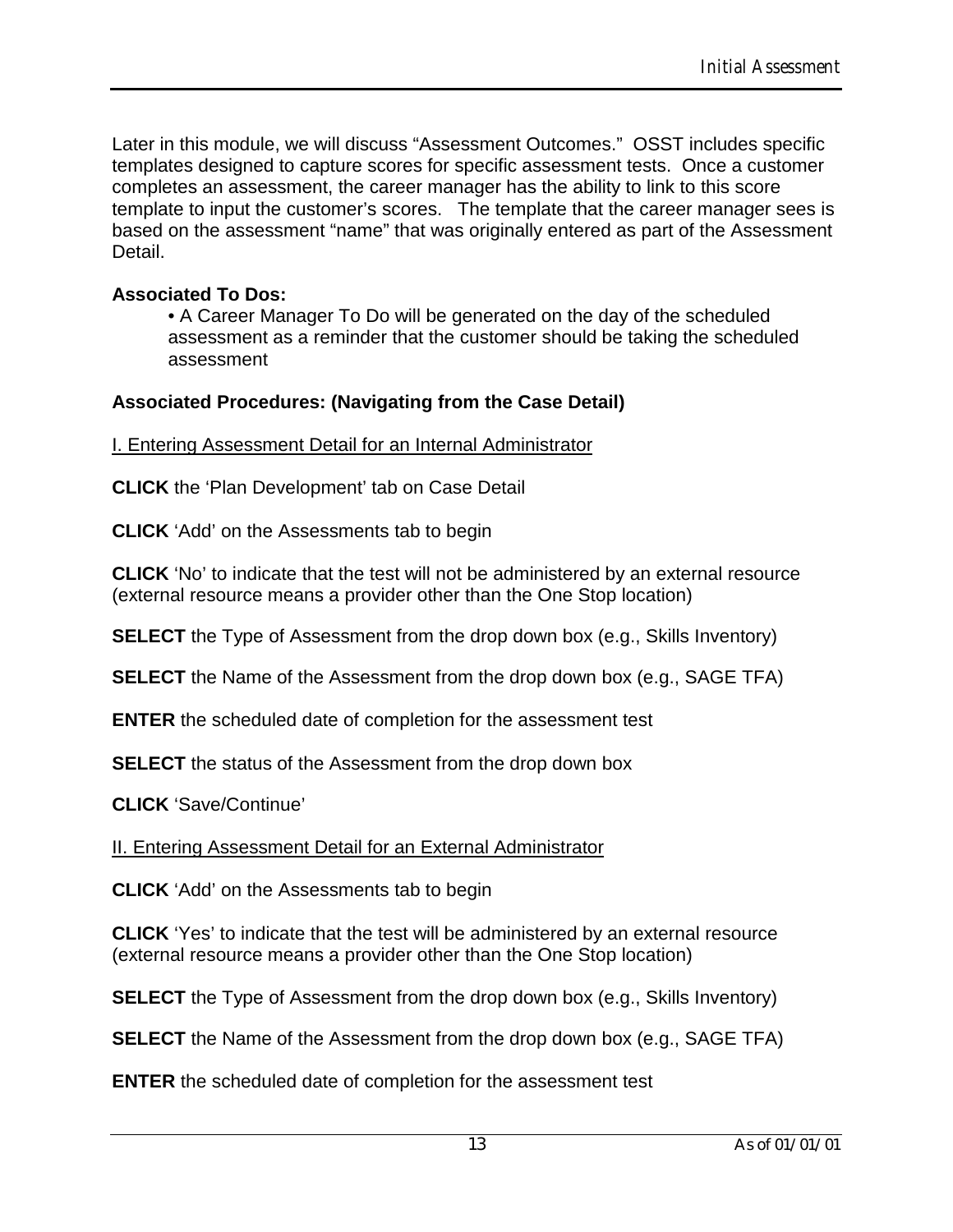Later in this module, we will discuss "Assessment Outcomes." OSST includes specific templates designed to capture scores for specific assessment tests. Once a customer completes an assessment, the career manager has the ability to link to this score template to input the customer's scores. The template that the career manager sees is based on the assessment "name" that was originally entered as part of the Assessment Detail.

**Associated To Dos:**

- A Career Manager To Do will be generated on the day of the scheduled assessment as a reminder that the customer should be taking the scheduled assessment

**Associated Procedures: (Navigating from the Case Detail)**

<u>I. Entering Assessment Detail for an Internal Administrator</u>

**CLICK** the 'Plan Development' tab on Case Detail

**CLICK** 'Add' on the Assessments tab to begin

**CLICK** 'No' to indicate that the test will not be administered by an external resource (external resource means a provider other than the One Stop location)

**SELECT** the Type of Assessment from the drop down box (e.g., Skills Inventory)

**SELECT** the Name of the Assessment from the drop down box (e.g., SAGE TFA)

**ENTER** the scheduled date of completion for the assessment test

**SELECT** the status of the Assessment from the drop down box

**CLICK** 'Save/Continue'

<u>II. Entering Assessment Detail for an External Administrator</u>

**CLICK** 'Add' on the Assessments tab to begin

**CLICK** 'Yes' to indicate that the test will be administered by an external resource (external resource means a provider other than the One Stop location)

**SELECT** the Type of Assessment from the drop down box (e.g., Skills Inventory)

**SELECT** the Name of the Assessment from the drop down box (e.g., SAGE TFA)

**ENTER** the scheduled date of completion for the assessment test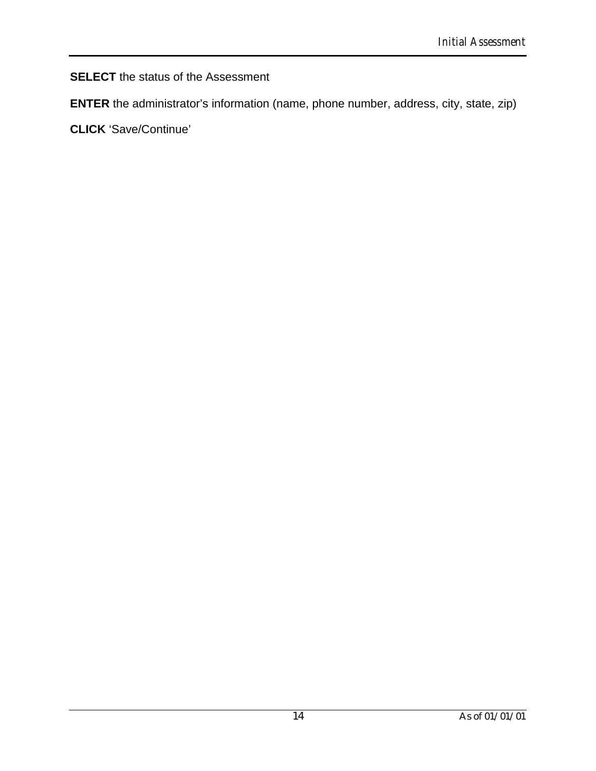**SELECT** the status of the Assessment

**ENTER** the administrator's information (name, phone number, address, city, state, zip)

**CLICK** 'Save/Continue'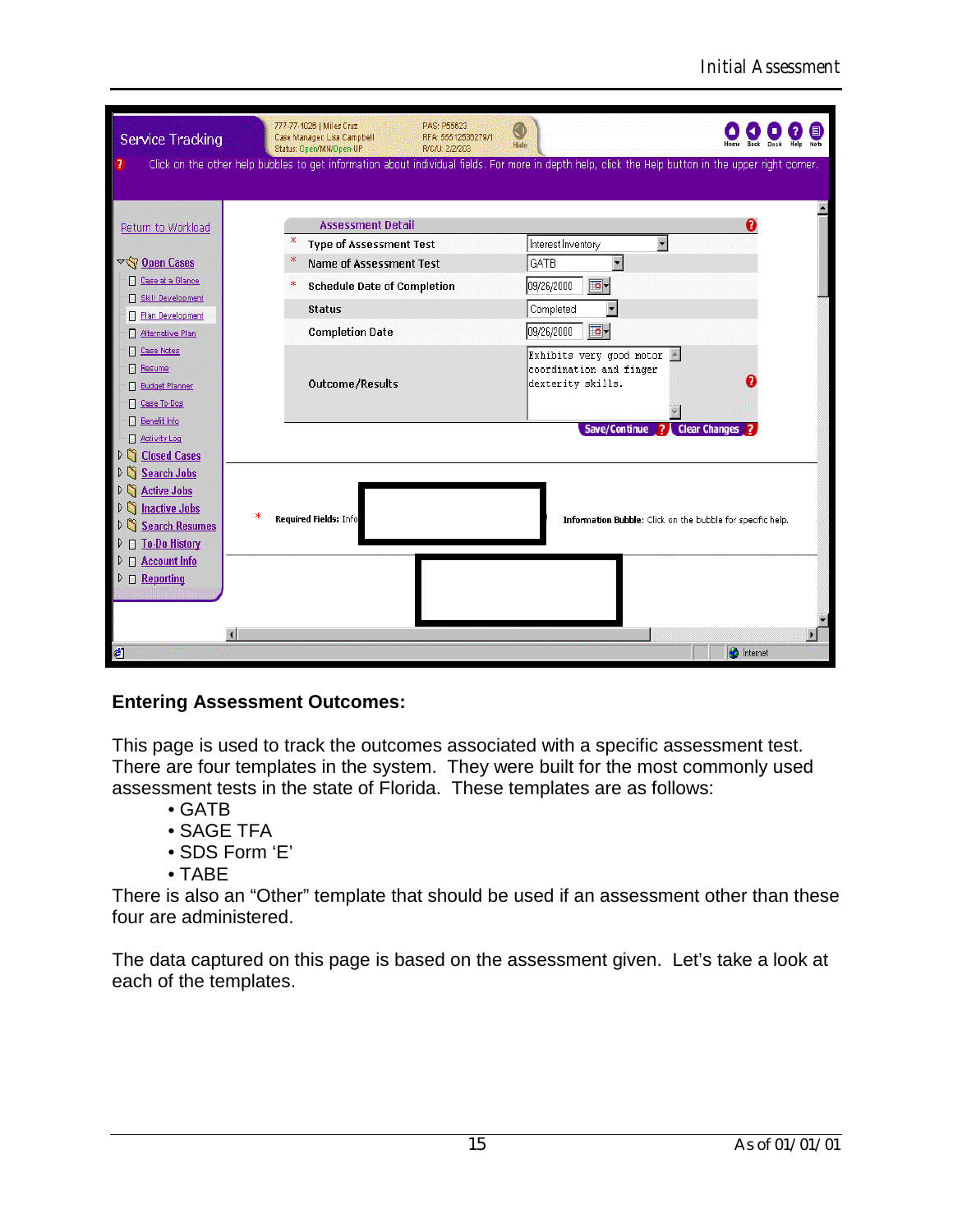**Entering Assessment Outcomes:**

This page is used to track the outcomes associated with a specific assessment test. There are four templates in the system. They were built for the most commonly used assessment tests in the state of Florida. These templates are as follows:

- GATB
- SAGE TFA
- SDS Form 'E'
- TABE

There is also an "Other" template that should be used if an assessment other than these four are administered.

The data captured on this page is based on the assessment given. Let's take a look at each of the templates.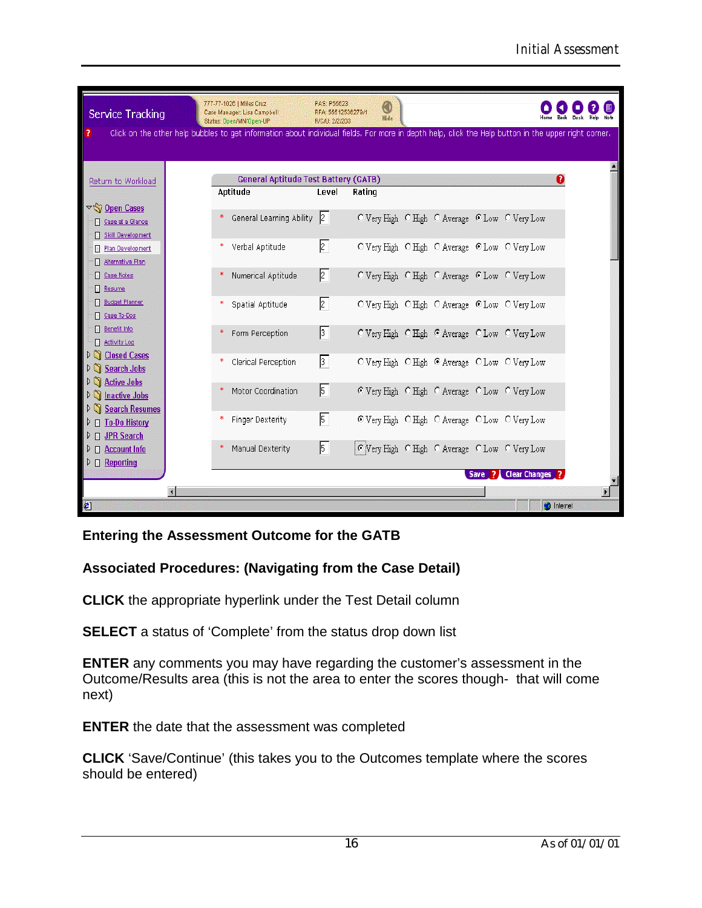Service Tracking

777-77-1026 | Miles Cruz
Case Manager: Lisa Campbell
Status: Open/MN/Open-UP

FAS: P56623
RFA: 556125362791
R/C/U: 2/2/203

Click on the other help bubbles to get information about individual fields. For more in depth help, click the Help button in the upper right corner.

Return to Workload

- Open Cases
  - Case at a Glance
  - Skill Development
  - Plan Development
  - Alternative Plan
  - Case Notes
  - Resume
  - Budget Planner
  - Case To-Dos
  - Benefit Info
  - Activity Log
- Closed Cases
- Search Jobs
- Active Jobs
- Inactive Jobs
- Search Resumes
- To-Do History
- JPR Search
- Account Info
- Reporting

**General Aptitude Test Battery (GATB)**

| Aptitude | Level | Rating |
|---|---|---|
| * General Learning Ability | 2 | ○ Very High ○ High ○ Average ◉ Low ○ Very Low |
| * Verbal Aptitude | 2 | ○ Very High ○ High ○ Average ◉ Low ○ Very Low |
| * Numerical Aptitude | 2 | ○ Very High ○ High ○ Average ◉ Low ○ Very Low |
| * Spatial Aptitude | 2 | ○ Very High ○ High ○ Average ◉ Low ○ Very Low |
| * Form Perception | 3 | ○ Very High ○ High ◉ Average ○ Low ○ Very Low |
| * Clerical Perception | 3 | ○ Very High ○ High ◉ Average ○ Low ○ Very Low |
| * Motor Coordination | 5 | ◉ Very High ○ High ○ Average ○ Low ○ Very Low |
| * Finger Dexterity | 5 | ◉ Very High ○ High ○ Average ○ Low ○ Very Low |
| * Manual Dexterity | 5 | ◉ Very High ○ High ○ Average ○ Low ○ Very Low |

Save | Clear Changes

**Entering the Assessment Outcome for the GATB**

**Associated Procedures: (Navigating from the Case Detail)**

**CLICK** the appropriate hyperlink under the Test Detail column

**SELECT** a status of 'Complete' from the status drop down list

**ENTER** any comments you may have regarding the customer's assessment in the Outcome/Results area (this is not the area to enter the scores though- that will come next)

**ENTER** the date that the assessment was completed

**CLICK** 'Save/Continue' (this takes you to the Outcomes template where the scores should be entered)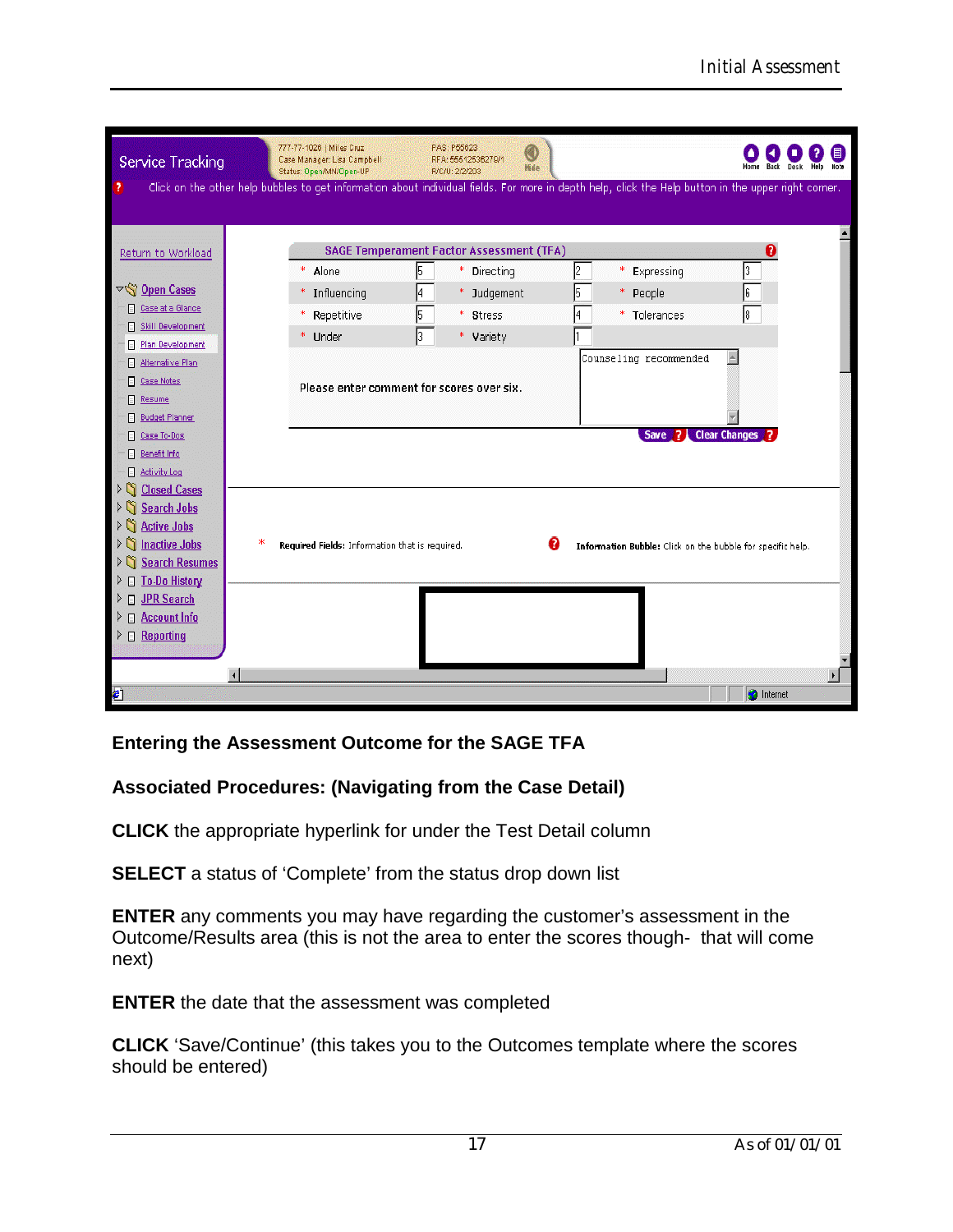| Alone | 5 | Directing | 2 | Expressing | 3 |
| --- | --- | --- | --- | --- | --- |
| Influencing | 4 | Judgement | 5 | People | 6 |
| Repetitive | 5 | Stress | 4 | Tolerances | 8 |
| Under | 3 | Variety | 1 | | |

Please enter comment for scores over six.

Counseling recommended

## Entering the Assessment Outcome for the SAGE TFA

## Associated Procedures: (Navigating from the Case Detail)

**CLICK** the appropriate hyperlink for under the Test Detail column

**SELECT** a status of 'Complete' from the status drop down list

**ENTER** any comments you may have regarding the customer's assessment in the Outcome/Results area (this is not the area to enter the scores though- that will come next)

**ENTER** the date that the assessment was completed

**CLICK** 'Save/Continue' (this takes you to the Outcomes template where the scores should be entered)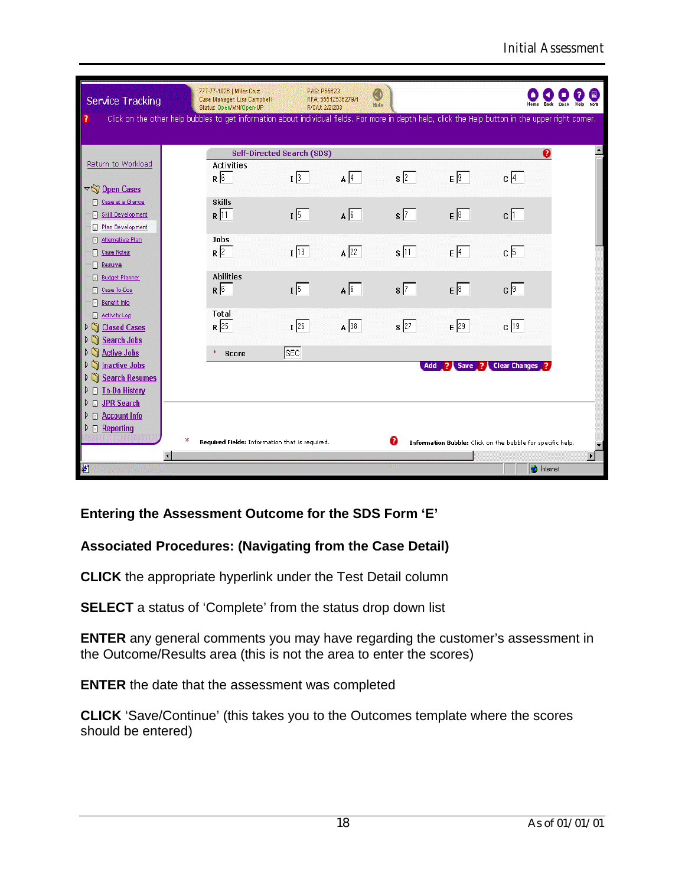**Entering the Assessment Outcome for the SDS Form 'E'**

**Associated Procedures: (Navigating from the Case Detail)**

**CLICK** the appropriate hyperlink under the Test Detail column

**SELECT** a status of 'Complete' from the status drop down list

**ENTER** any general comments you may have regarding the customer's assessment in the Outcome/Results area (this is not the area to enter the scores)

**ENTER** the date that the assessment was completed

**CLICK** 'Save/Continue' (this takes you to the Outcomes template where the scores should be entered)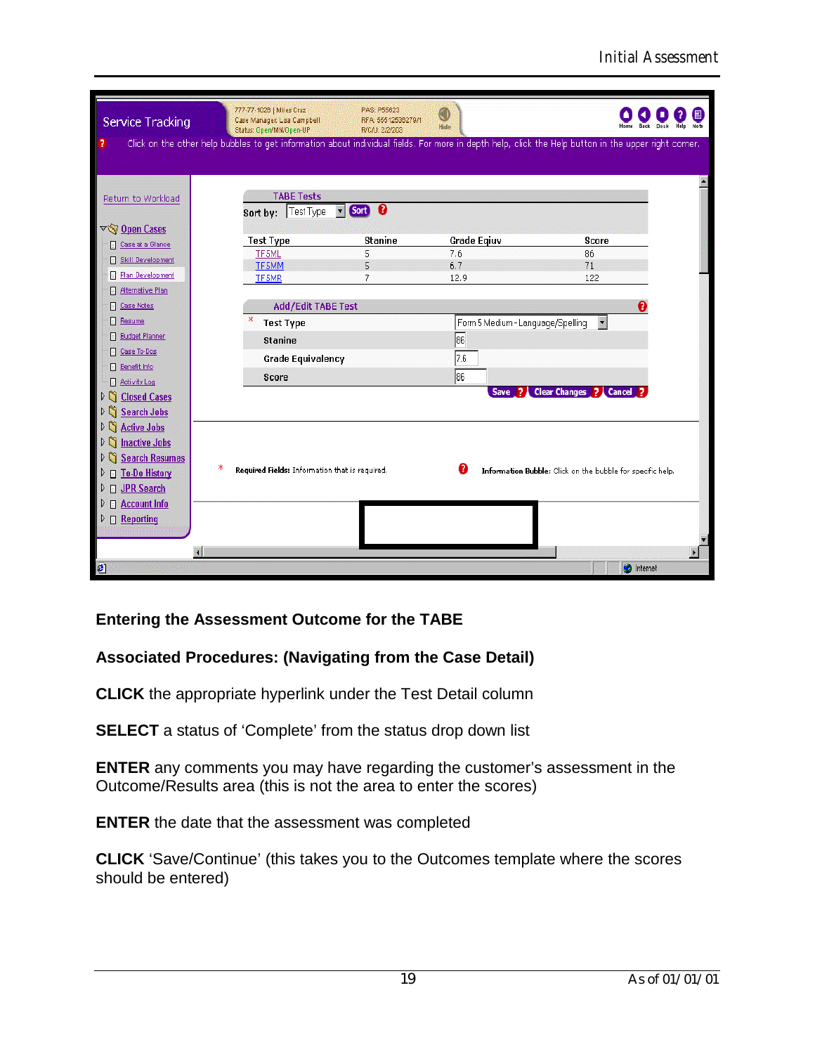**Entering the Assessment Outcome for the TABE**

**Associated Procedures: (Navigating from the Case Detail)**

**CLICK** the appropriate hyperlink under the Test Detail column

**SELECT** a status of 'Complete' from the status drop down list

**ENTER** any comments you may have regarding the customer's assessment in the Outcome/Results area (this is not the area to enter the scores)

**ENTER** the date that the assessment was completed

**CLICK** 'Save/Continue' (this takes you to the Outcomes template where the scores should be entered)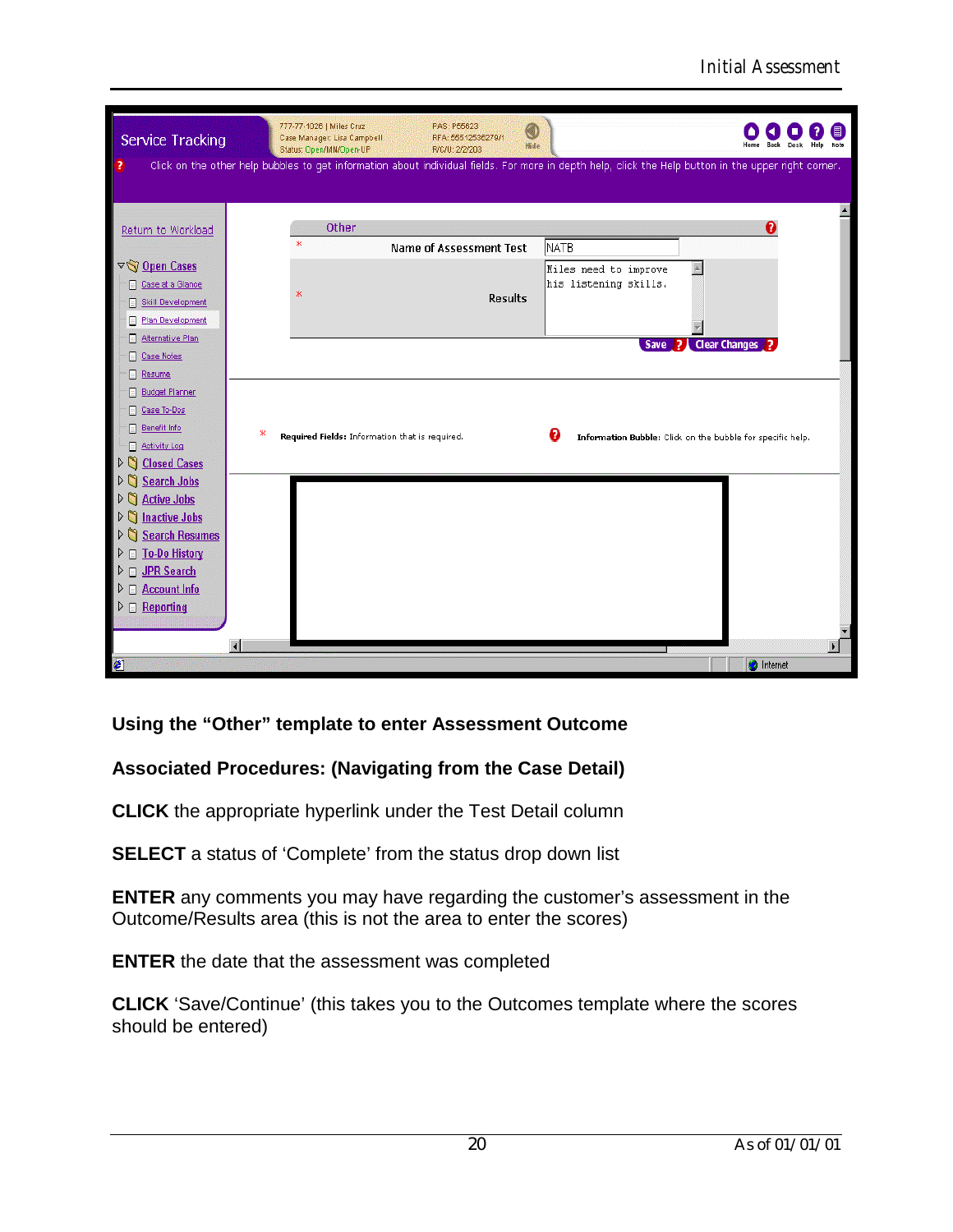**Using the "Other" template to enter Assessment Outcome**

**Associated Procedures: (Navigating from the Case Detail)**

**CLICK** the appropriate hyperlink under the Test Detail column

**SELECT** a status of 'Complete' from the status drop down list

**ENTER** any comments you may have regarding the customer's assessment in the Outcome/Results area (this is not the area to enter the scores)

**ENTER** the date that the assessment was completed

**CLICK** 'Save/Continue' (this takes you to the Outcomes template where the scores should be entered)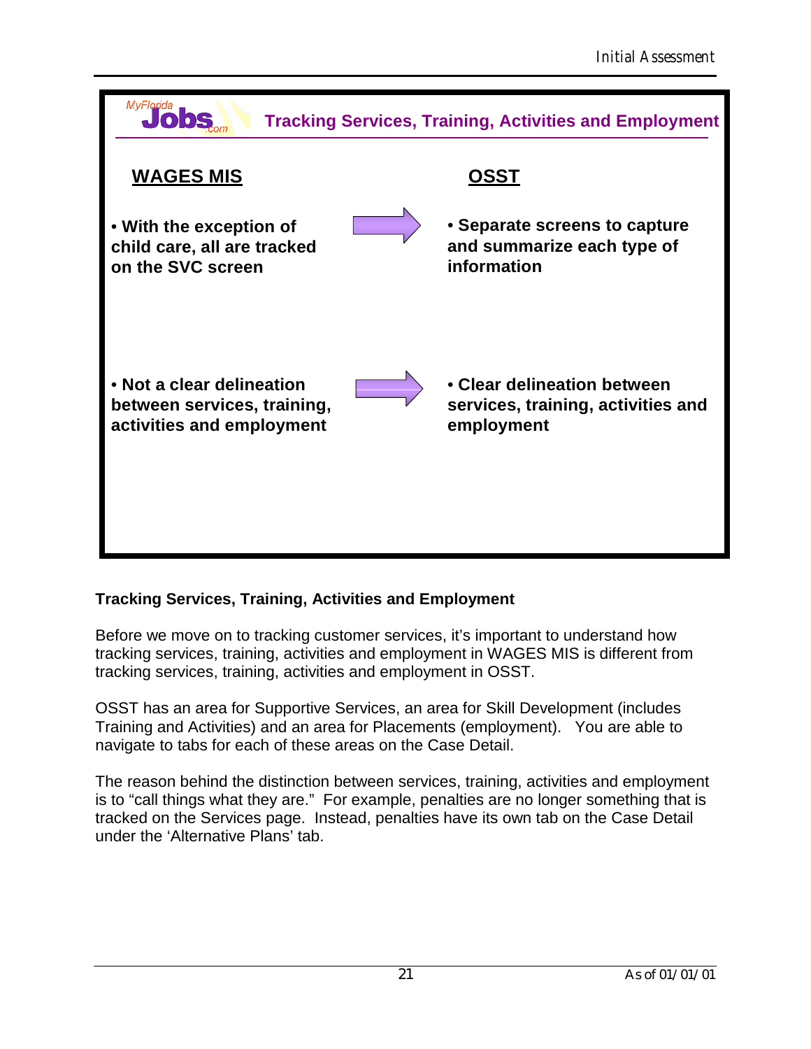**Tracking Services, Training, Activities and Employment**

| WAGES MIS | | OSST |
| --- | --- | --- |
| • With the exception of child care, all are tracked on the SVC screen | → | • Separate screens to capture and summarize each type of information |
| • Not a clear delineation between services, training, activities and employment | → | • Clear delineation between services, training, activities and employment |

**Tracking Services, Training, Activities and Employment**

Before we move on to tracking customer services, it's important to understand how tracking services, training, activities and employment in WAGES MIS is different from tracking services, training, activities and employment in OSST.

OSST has an area for Supportive Services, an area for Skill Development (includes Training and Activities) and an area for Placements (employment). You are able to navigate to tabs for each of these areas on the Case Detail.

The reason behind the distinction between services, training, activities and employment is to "call things what they are." For example, penalties are no longer something that is tracked on the Services page. Instead, penalties have its own tab on the Case Detail under the 'Alternative Plans' tab.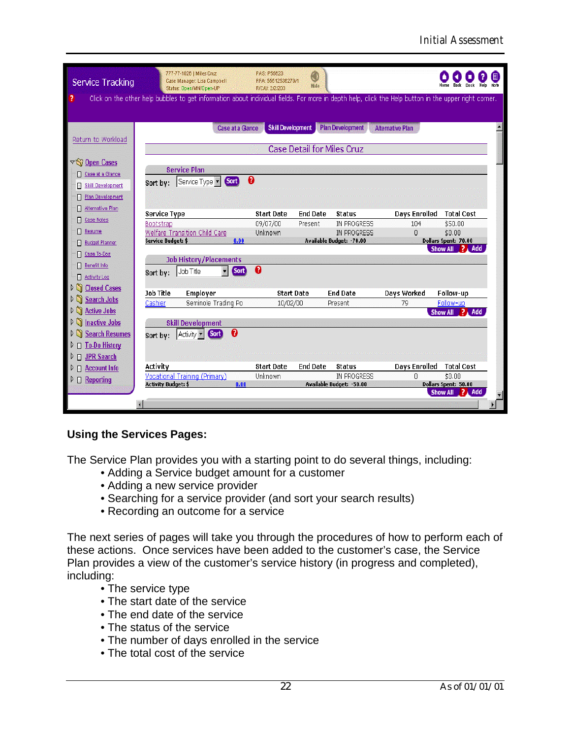## Using the Services Pages:

The Service Plan provides you with a starting point to do several things, including:

- Adding a Service budget amount for a customer
- Adding a new service provider
- Searching for a service provider (and sort your search results)
- Recording an outcome for a service

The next series of pages will take you through the procedures of how to perform each of these actions. Once services have been added to the customer's case, the Service Plan provides a view of the customer's service history (in progress and completed), including:

- The service type
- The start date of the service
- The end date of the service
- The status of the service
- The number of days enrolled in the service
- The total cost of the service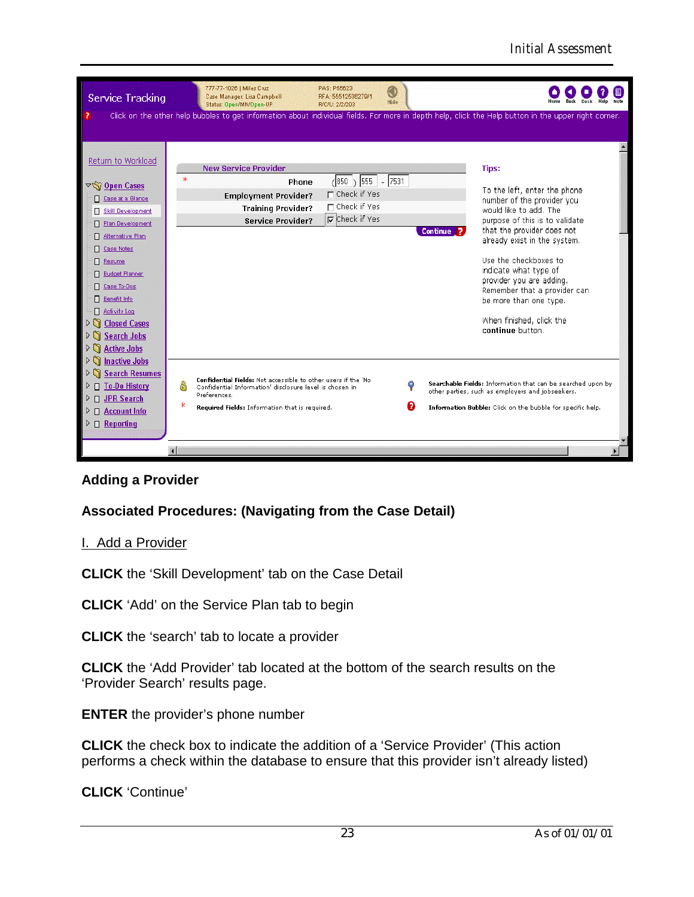## Adding a Provider

## Associated Procedures: (Navigating from the Case Detail)

I.  Add a Provider

**CLICK** the ‘Skill Development’ tab on the Case Detail

**CLICK** ‘Add’ on the Service Plan tab to begin

**CLICK** the ‘search’ tab to locate a provider

**CLICK** the ‘Add Provider’ tab located at the bottom of the search results on the ‘Provider Search’ results page.

**ENTER** the provider’s phone number

**CLICK** the check box to indicate the addition of a ‘Service Provider’ (This action performs a check within the database to ensure that this provider isn’t already listed)

**CLICK** ‘Continue’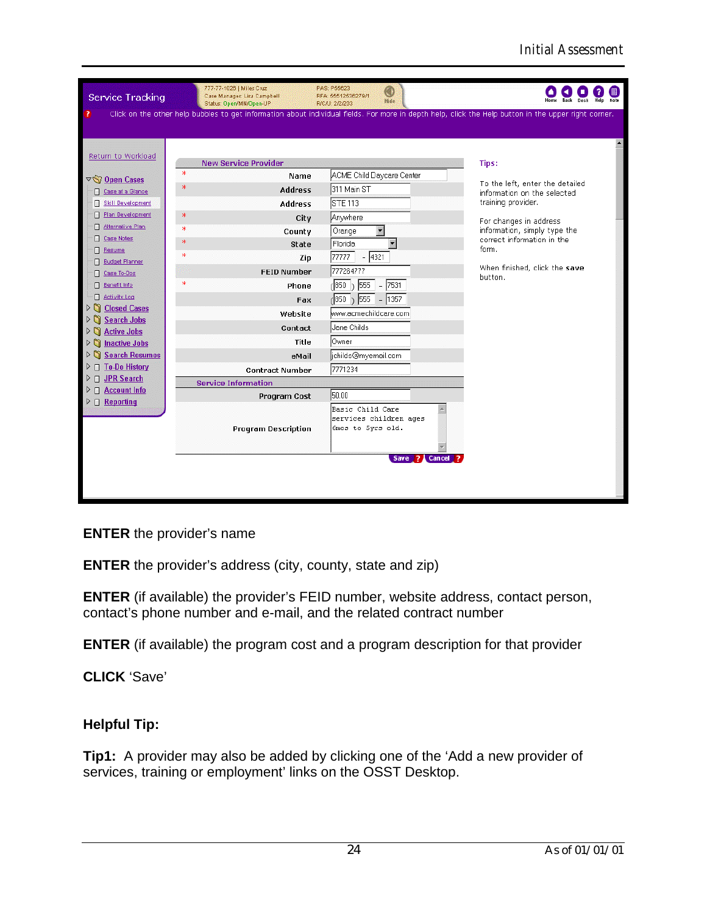**ENTER** the provider's name

**ENTER** the provider's address (city, county, state and zip)

**ENTER** (if available) the provider's FEID number, website address, contact person, contact's phone number and e-mail, and the related contract number

**ENTER** (if available) the program cost and a program description for that provider

**CLICK** 'Save'

**Helpful Tip:**

**Tip1:** A provider may also be added by clicking one of the 'Add a new provider of services, training or employment' links on the OSST Desktop.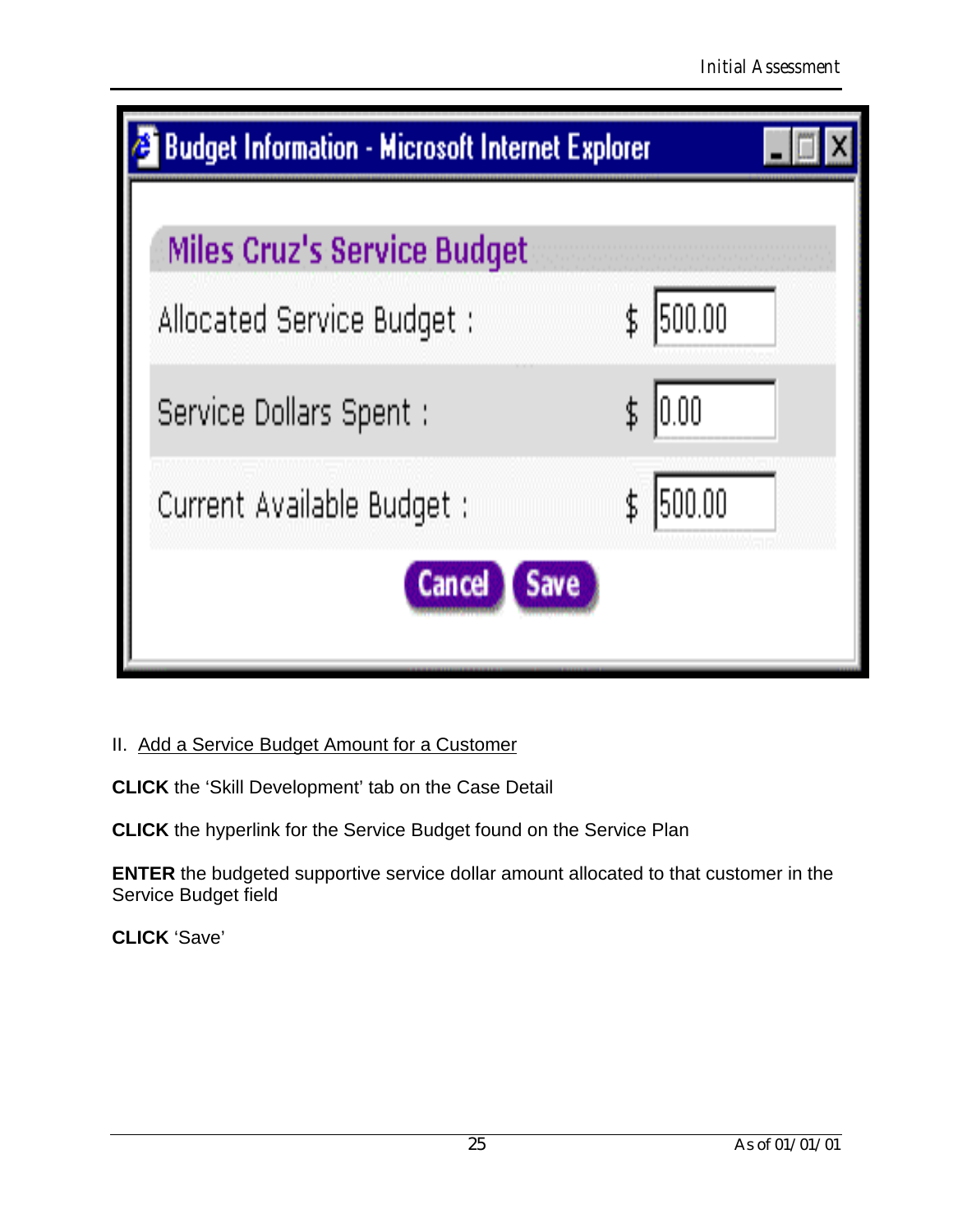**Budget Information - Microsoft Internet Explorer**

**Miles Cruz's Service Budget**

| | |
|---|---|
| Allocated Service Budget : | $ 500.00 |
| Service Dollars Spent : | $ 0.00 |
| Current Available Budget : | $ 500.00 |

Cancel Save

II. Add a Service Budget Amount for a Customer

**CLICK** the 'Skill Development' tab on the Case Detail

**CLICK** the hyperlink for the Service Budget found on the Service Plan

**ENTER** the budgeted supportive service dollar amount allocated to that customer in the Service Budget field

**CLICK** 'Save'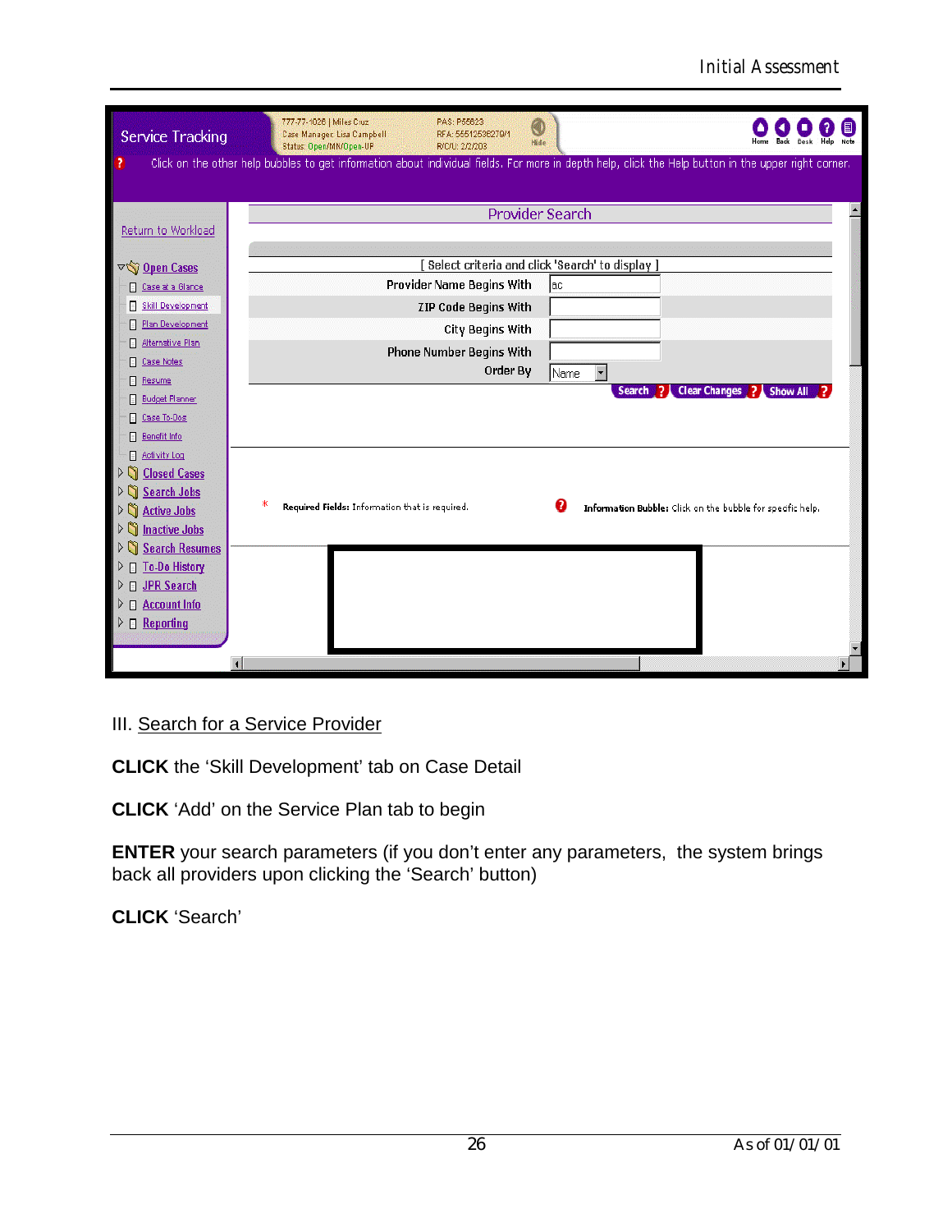III. Search for a Service Provider

**CLICK** the 'Skill Development' tab on Case Detail

**CLICK** 'Add' on the Service Plan tab to begin

**ENTER** your search parameters (if you don't enter any parameters, the system brings back all providers upon clicking the 'Search' button)

**CLICK** 'Search'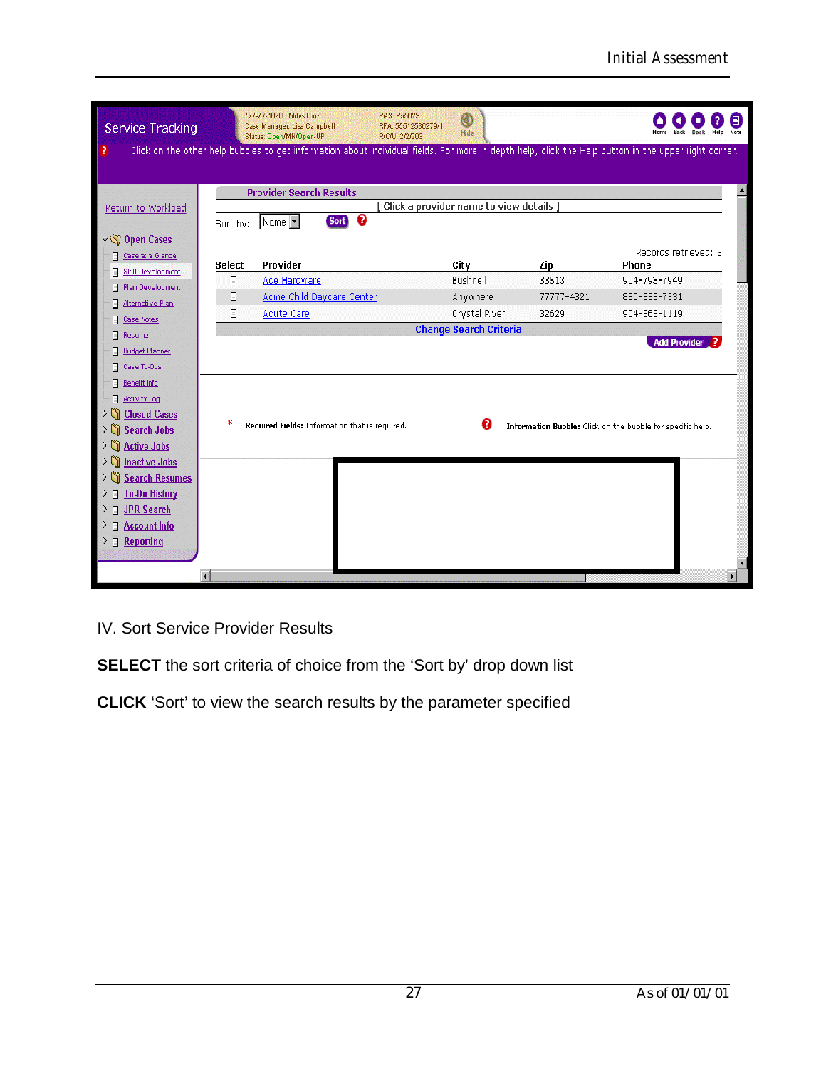Service Tracking

777-77-1026 | Miles Cruz
Case Manager: Lisa Campbell
Status: Open/MN/Open-UP

PAS: P55823
RFA: 55512536279/1
R/C/U: 2/2/203

Home Back Desk Help Note

Click on the other help bubbles to get information about individual fields. For more in depth help, click the Help button in the upper right corner.

Return to Workload

- Open Cases
  - Case at a Glance
  - Skill Development
  - Plan Development
  - Alternative Plan
  - Case Notes
  - Resume
  - Budget Planner
  - Case To-Dos
  - Benefit Info
  - Activity Log
- Closed Cases
- Search Jobs
- Active Jobs
- Inactive Jobs
- Search Resumes
- To-Do History
- JPR Search
- Account Info
- Reporting

**Provider Search Results**

[ Click a provider name to view details ]

Sort by: Name [Sort]

Records retrieved: 3

| Select | Provider | City | Zip | Phone |
|---|---|---|---|---|
| ☐ | Ace Hardware | Bushnell | 33513 | 904-793-7949 |
| ☐ | Acme Child Daycare Center | Anywhere | 77777-4321 | 850-555-7531 |
| ☐ | Acute Care | Crystal River | 32629 | 904-563-1119 |

Change Search Criteria

Add Provider

\* **Required Fields:** Information that is required.

**Information Bubble:** Click on the bubble for specific help.

IV. Sort Service Provider Results

**SELECT** the sort criteria of choice from the 'Sort by' drop down list

**CLICK** 'Sort' to view the search results by the parameter specified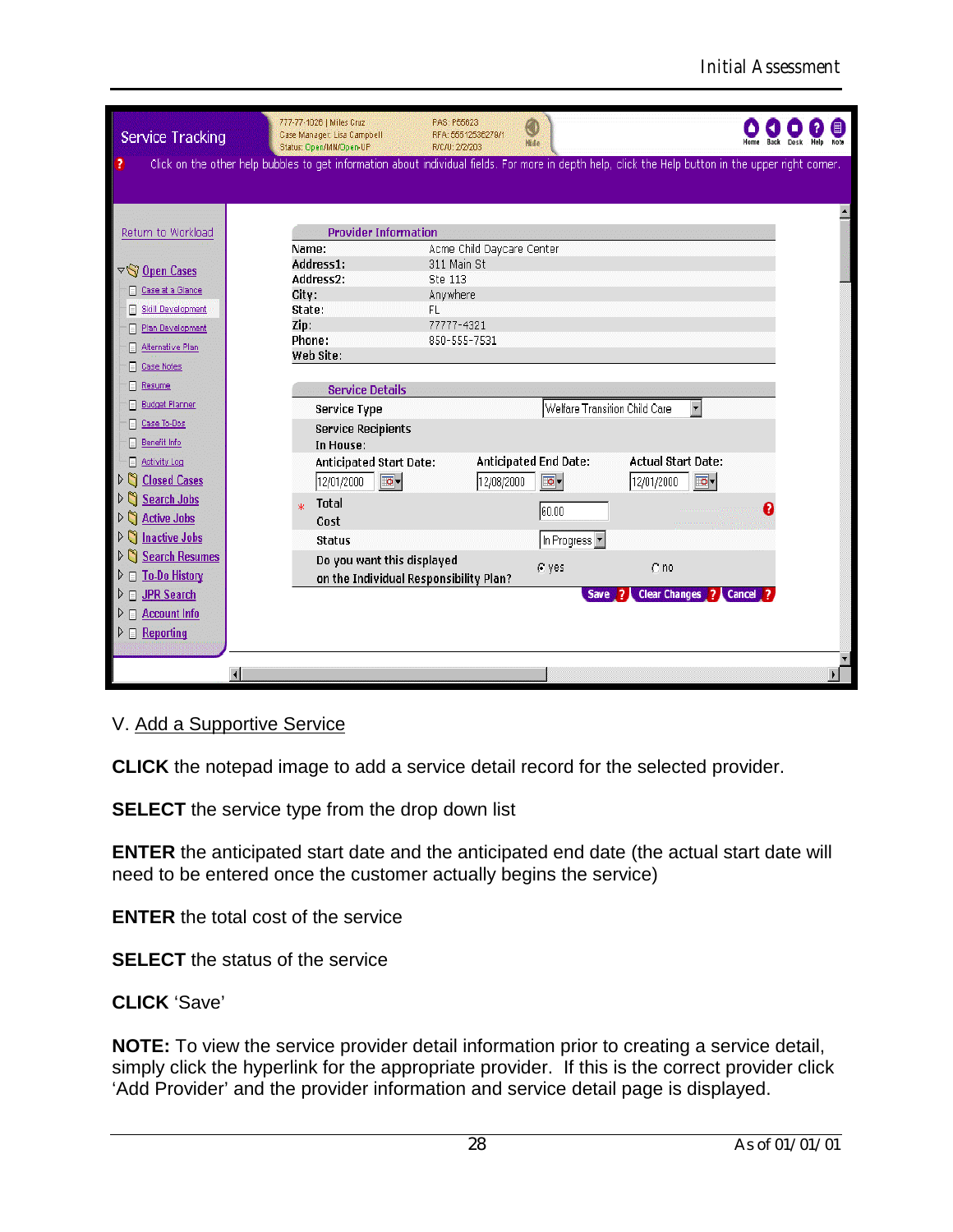Service Tracking

777-77-1026 | Miles Cruz
Case Manager: Lisa Campbell
Status: Open/MN/Open-UP

FAS: F55623
RFA: 55512536278/1
R/C/U: 2/2/203

Click on the other help bubbles to get information about individual fields. For more in depth help, click the Help button in the upper right corner.

Return to Workload

- Open Cases
  - Case at a Glance
  - Skill Development
  - Plan Development
  - Alternative Plan
  - Case Notes
  - Resume
  - Budget Planner
  - Case To-Dos
  - Benefit Info
  - Activity Log
- Closed Cases
- Search Jobs
- Active Jobs
- Inactive Jobs
- Search Resumes
- To-Do History
- JPR Search
- Account Info
- Reporting

**Provider Information**

| | |
|---|---|
| Name: | Acme Child Daycare Center |
| Address1: | 311 Main St |
| Address2: | Ste 113 |
| City: | Anywhere |
| State: | FL |
| Zip: | 77777-4321 |
| Phone: | 850-555-7531 |
| Web Site: | |

**Service Details**

| | | |
|---|---|---|
| Service Type | Welfare Transition Child Care | |
| Service Recipients In House: | | |
| Anticipated Start Date: 12/01/2000 | Anticipated End Date: 12/08/2000 | Actual Start Date: 12/01/2000 |
| * Total Cost | 60.00 | |
| Status | In Progress | |
| Do you want this displayed on the Individual Responsibility Plan? | yes | no |

Save | Clear Changes | Cancel

V. Add a Supportive Service

**CLICK** the notepad image to add a service detail record for the selected provider.

**SELECT** the service type from the drop down list

**ENTER** the anticipated start date and the anticipated end date (the actual start date will need to be entered once the customer actually begins the service)

**ENTER** the total cost of the service

**SELECT** the status of the service

**CLICK** 'Save'

**NOTE:** To view the service provider detail information prior to creating a service detail, simply click the hyperlink for the appropriate provider. If this is the correct provider click 'Add Provider' and the provider information and service detail page is displayed.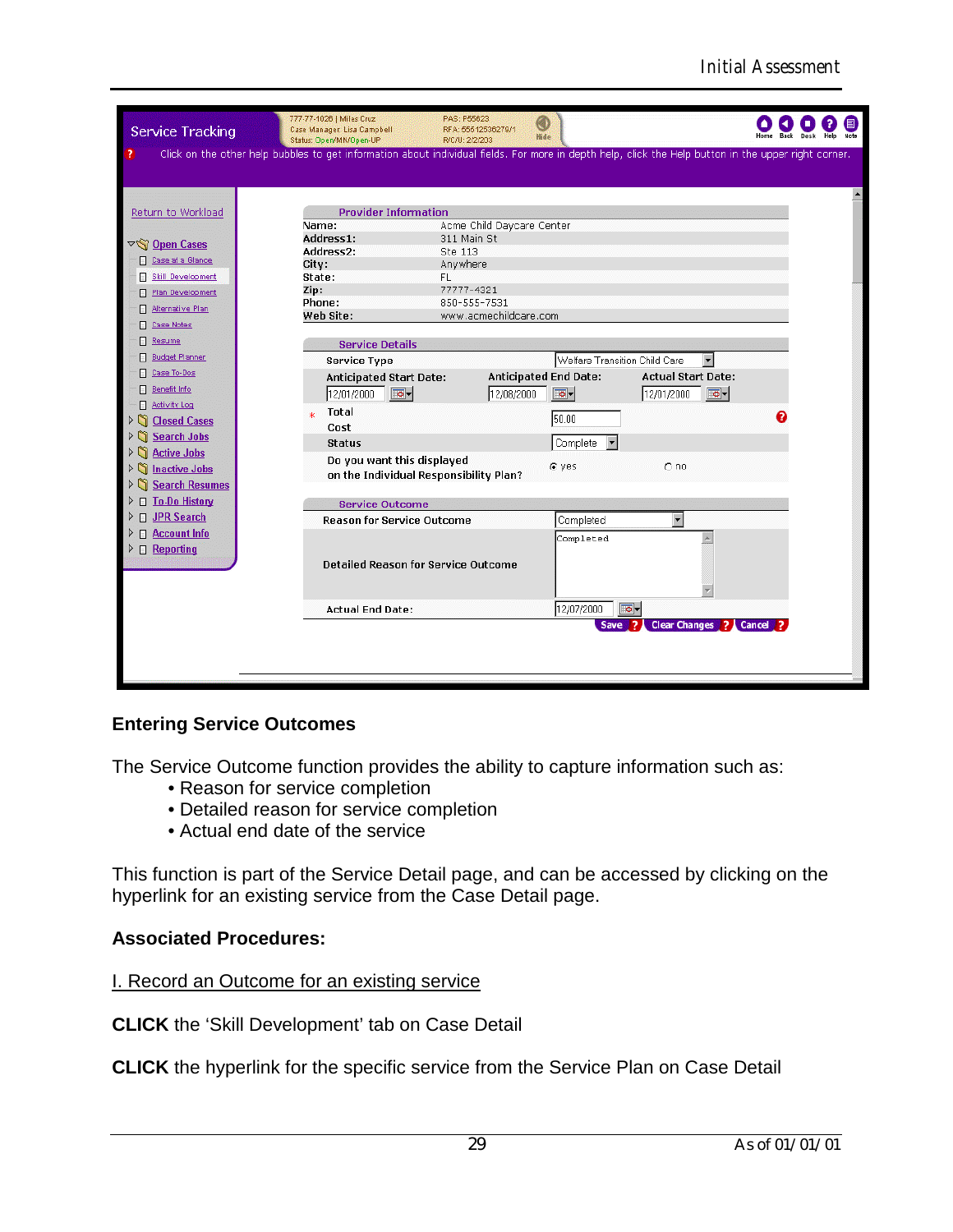## Entering Service Outcomes

The Service Outcome function provides the ability to capture information such as:

- Reason for service completion
- Detailed reason for service completion
- Actual end date of the service

This function is part of the Service Detail page, and can be accessed by clicking on the hyperlink for an existing service from the Case Detail page.

### Associated Procedures:

I. Record an Outcome for an existing service

**CLICK** the 'Skill Development' tab on Case Detail

**CLICK** the hyperlink for the specific service from the Service Plan on Case Detail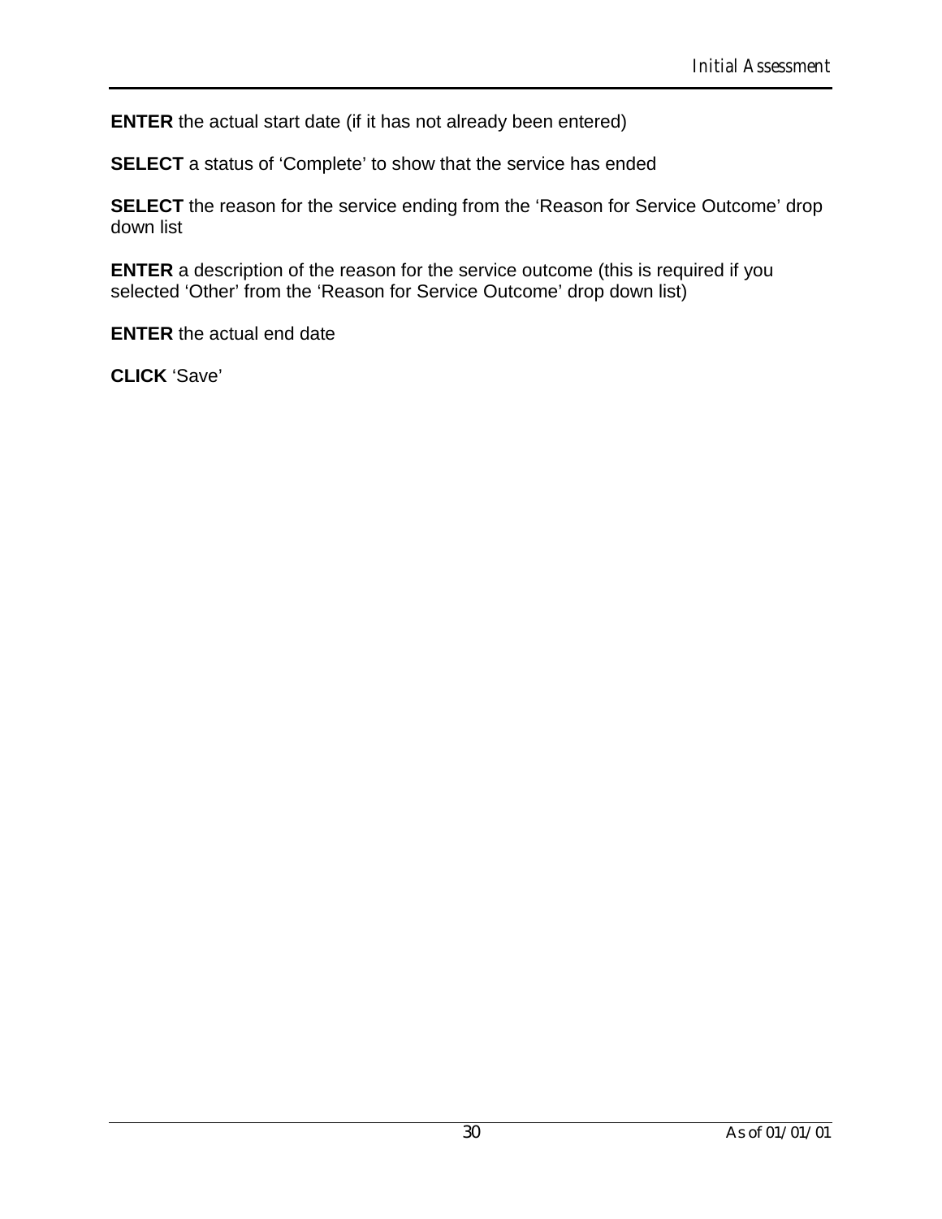**ENTER** the actual start date (if it has not already been entered)

**SELECT** a status of ‘Complete’ to show that the service has ended

**SELECT** the reason for the service ending from the ‘Reason for Service Outcome’ drop down list

**ENTER** a description of the reason for the service outcome (this is required if you selected ‘Other’ from the ‘Reason for Service Outcome’ drop down list)

**ENTER** the actual end date

**CLICK** ‘Save’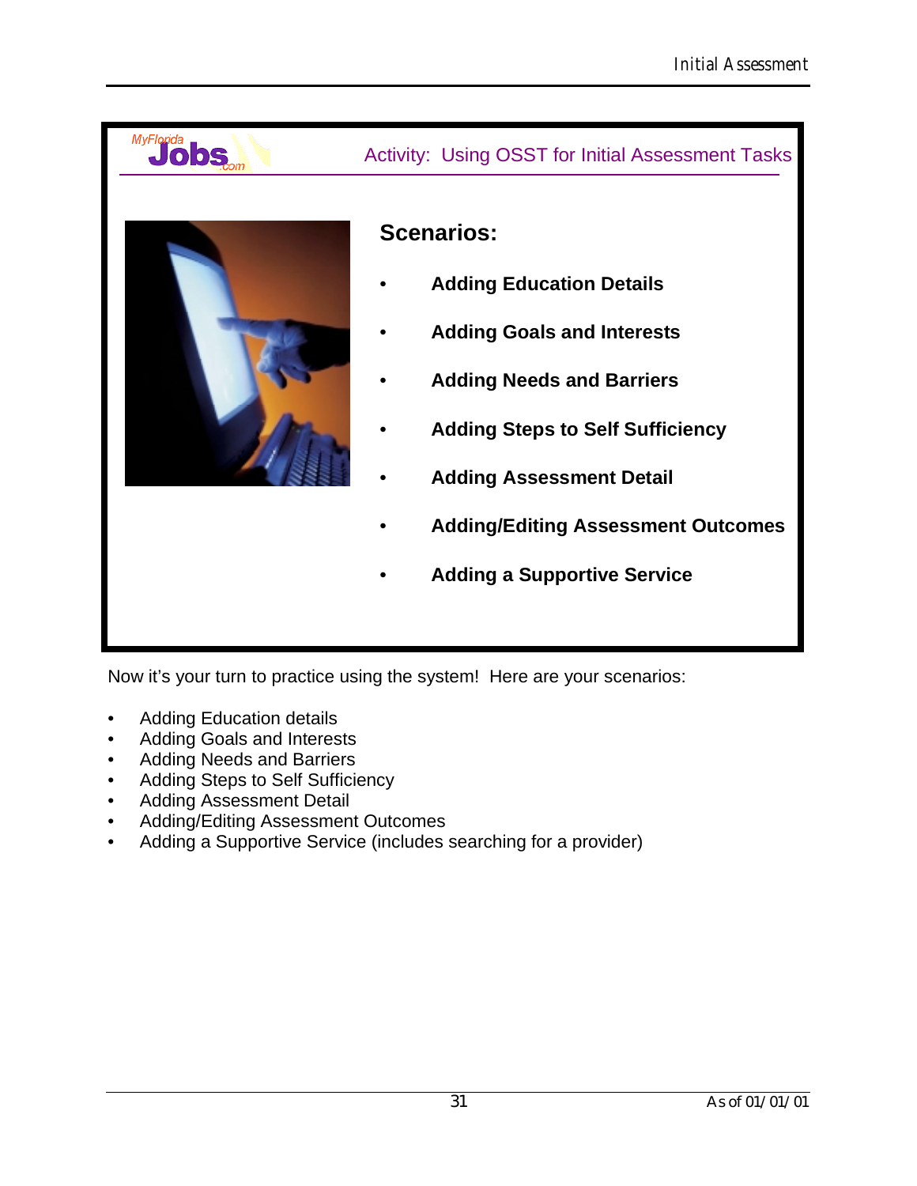MyFlorida Jobs.com

Activity: Using OSST for Initial Assessment Tasks

**Scenarios:**

- **Adding Education Details**
- **Adding Goals and Interests**
- **Adding Needs and Barriers**
- **Adding Steps to Self Sufficiency**
- **Adding Assessment Detail**
- **Adding/Editing Assessment Outcomes**
- **Adding a Supportive Service**

Now it's your turn to practice using the system! Here are your scenarios:

- Adding Education details
- Adding Goals and Interests
- Adding Needs and Barriers
- Adding Steps to Self Sufficiency
- Adding Assessment Detail
- Adding/Editing Assessment Outcomes
- Adding a Supportive Service (includes searching for a provider)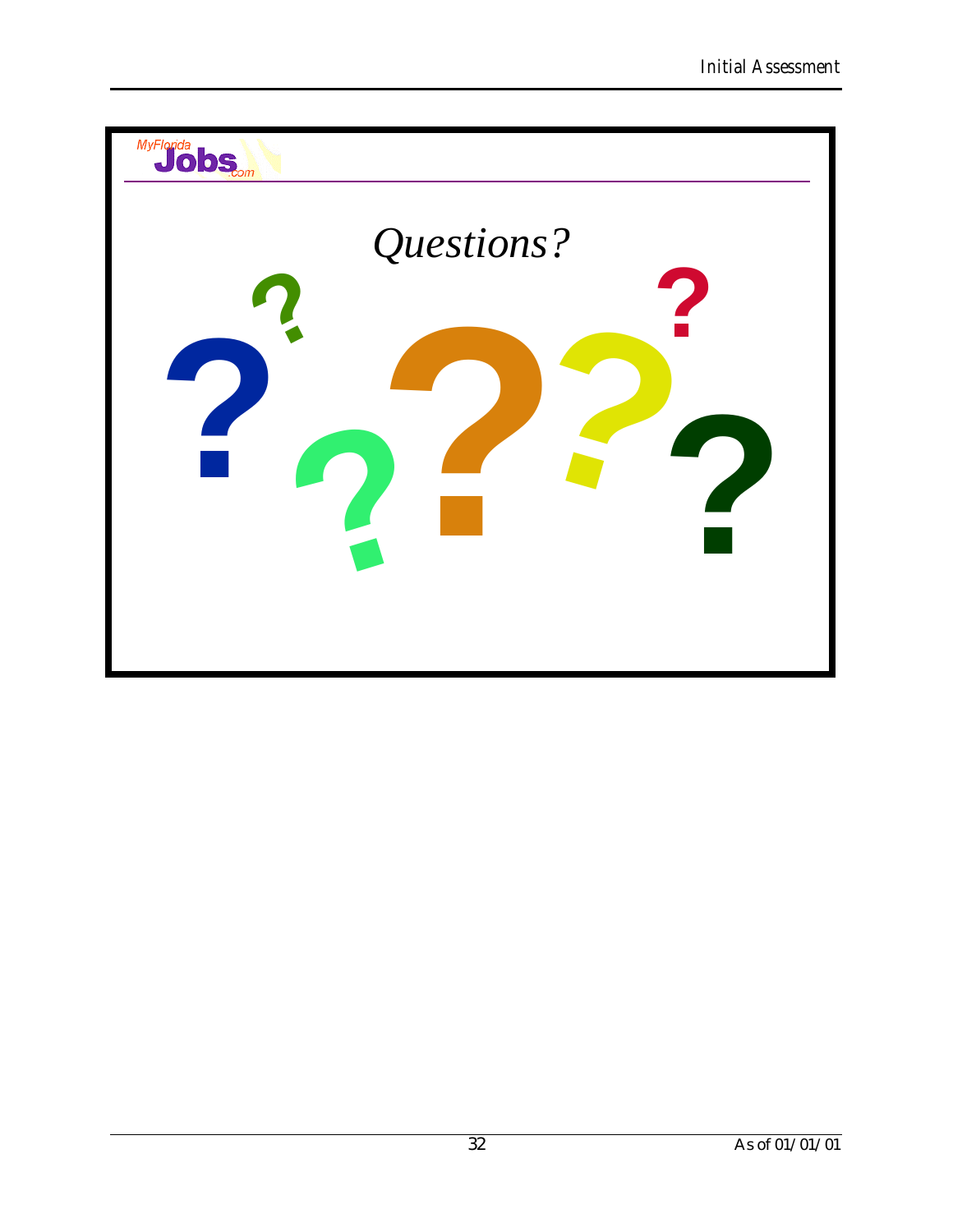MyFlorida Jobs.com

*Questions?*